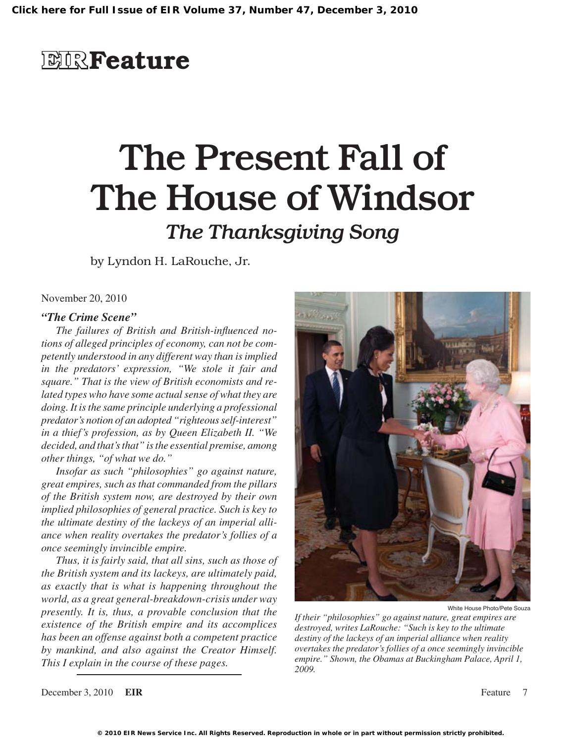# The Present Fall of The House of Windsor

## *The Thanksgiving Song*

by Lyndon H. LaRouche, Jr.

November 20, 2010

***"The Crime Scene"***

*The failures of British and British-influenced notions of alleged principles of economy, can not be competently understood in any different way than is implied in the predators' expression, "We stole it fair and square." That is the view of British economists and related types who have some actual sense of what they are doing. It is the same principle underlying a professional predator's notion of an adopted "righteous self-interest" in a thief's profession, as by Queen Elizabeth II. "We decided, and that's that" is the essential premise, among other things, "of what we do."*

*Insofar as such "philosophies" go against nature, great empires, such as that commanded from the pillars of the British system now, are destroyed by their own implied philosophies of general practice. Such is key to the ultimate destiny of the lackeys of an imperial alliance when reality overtakes the predator's follies of a once seemingly invincible empire.*

*Thus, it is fairly said, that all sins, such as those of the British system and its lackeys, are ultimately paid, as exactly that is what is happening throughout the world, as a great general-breakdown-crisis under way presently. It is, thus, a provable conclusion that the existence of the British empire and its accomplices has been an offense against both a competent practice by mankind, and also against the Creator Himself. This I explain in the course of these pages.*

White House Photo/Pete Souza

*If their "philosophies" go against nature, great empires are destroyed, writes LaRouche: "Such is key to the ultimate destiny of the lackeys of an imperial alliance when reality overtakes the predator's follies of a once seemingly invincible empire." Shown, the Obamas at Buckingham Palace, April 1, 2009.*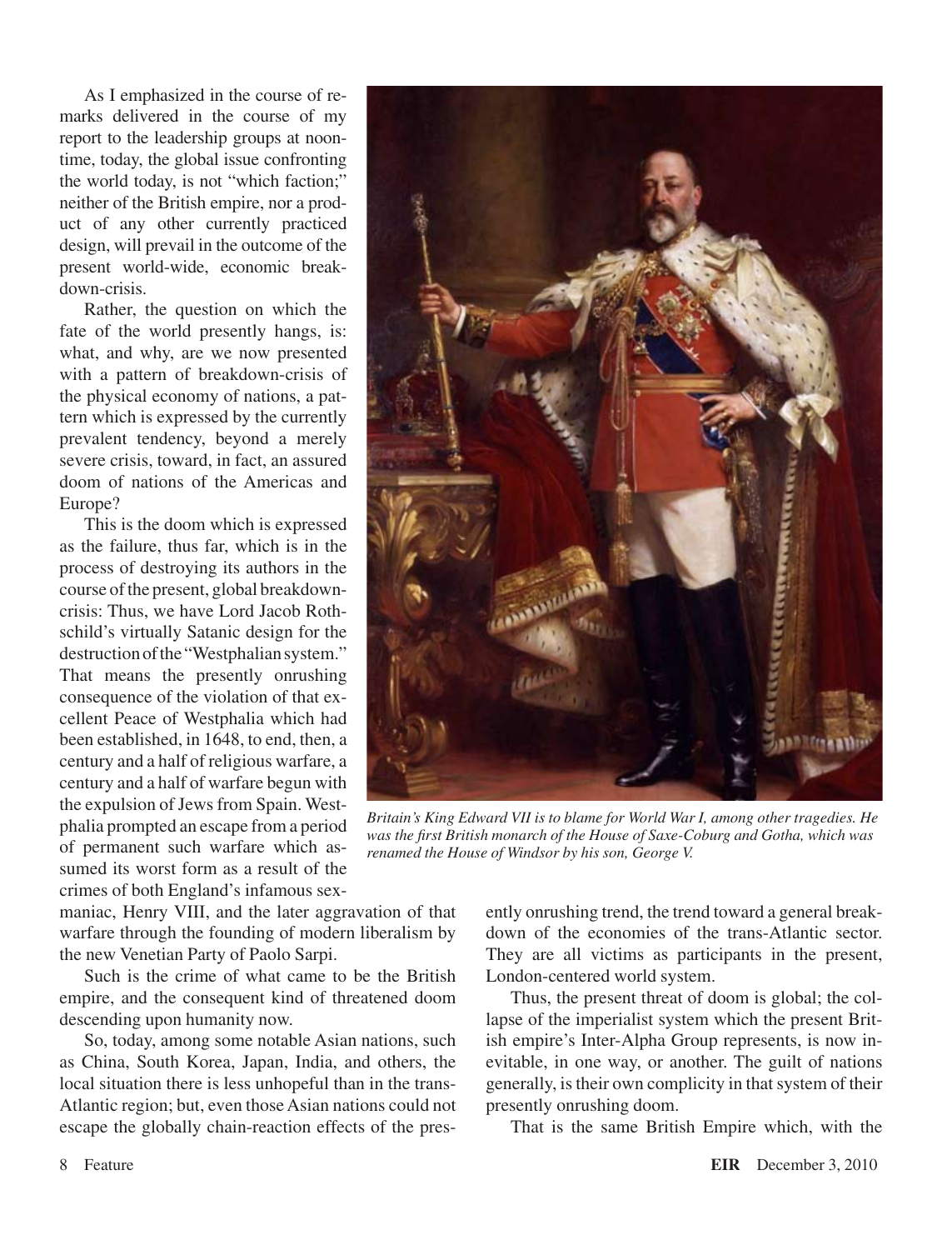As I emphasized in the course of remarks delivered in the course of my report to the leadership groups at noontime, today, the global issue confronting the world today, is not "which faction;" neither of the British empire, nor a product of any other currently practiced design, will prevail in the outcome of the present world-wide, economic breakdown-crisis.

Rather, the question on which the fate of the world presently hangs, is: what, and why, are we now presented with a pattern of breakdown-crisis of the physical economy of nations, a pattern which is expressed by the currently prevalent tendency, beyond a merely severe crisis, toward, in fact, an assured doom of nations of the Americas and Europe?

This is the doom which is expressed as the failure, thus far, which is in the process of destroying its authors in the course of the present, global breakdown-crisis: Thus, we have Lord Jacob Rothschild's virtually Satanic design for the destruction of the "Westphalian system." That means the presently onrushing consequence of the violation of that excellent Peace of Westphalia which had been established, in 1648, to end, then, a century and a half of religious warfare, a century and a half of warfare begun with the expulsion of Jews from Spain. Westphalia prompted an escape from a period of permanent such warfare which assumed its worst form as a result of the crimes of both England's infamous sex-maniac, Henry VIII, and the later aggravation of that warfare through the founding of modern liberalism by the new Venetian Party of Paolo Sarpi.

Such is the crime of what came to be the British empire, and the consequent kind of threatened doom descending upon humanity now.

So, today, among some notable Asian nations, such as China, South Korea, Japan, India, and others, the local situation there is less unhopeful than in the trans-Atlantic region; but, even those Asian nations could not escape the globally chain-reaction effects of the presently onrushing trend, the trend toward a general breakdown of the economies of the trans-Atlantic sector. They are all victims as participants in the present, London-centered world system.

Thus, the present threat of doom is global; the collapse of the imperialist system which the present British empire's Inter-Alpha Group represents, is now inevitable, in one way, or another. The guilt of nations generally, is their own complicity in that system of their presently onrushing doom.

That is the same British Empire which, with the

*Britain's King Edward VII is to blame for World War I, among other tragedies. He was the first British monarch of the House of Saxe-Coburg and Gotha, which was renamed the House of Windsor by his son, George V.*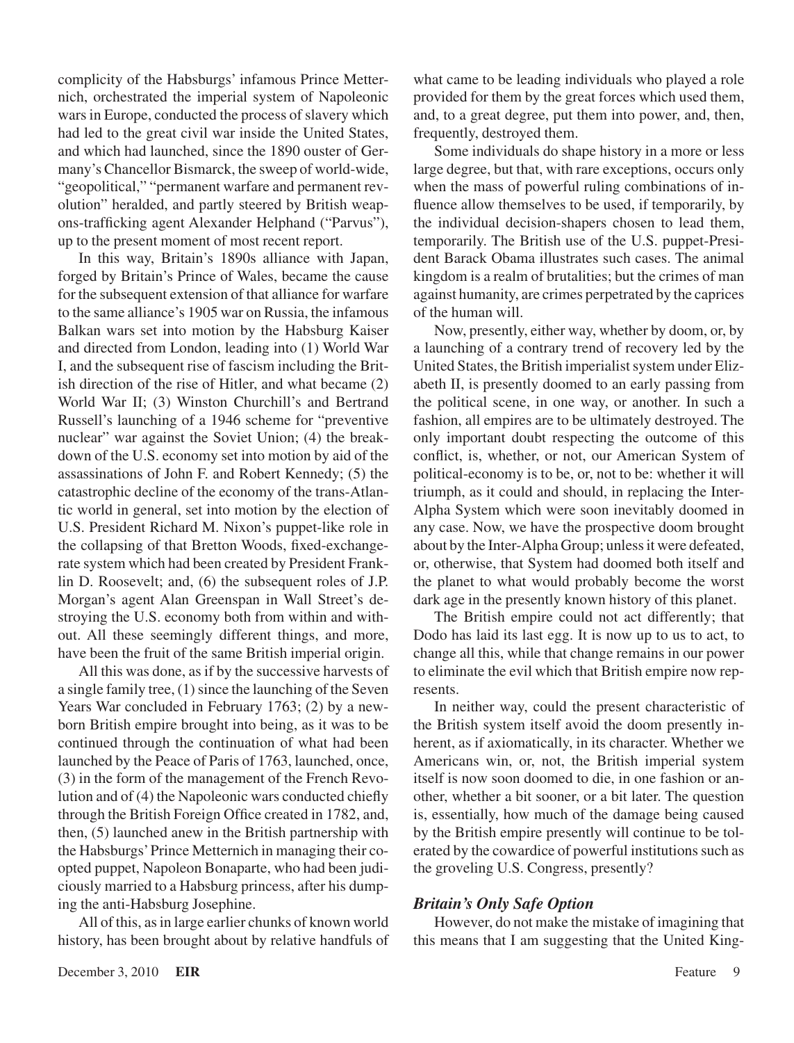complicity of the Habsburgs' infamous Prince Metternich, orchestrated the imperial system of Napoleonic wars in Europe, conducted the process of slavery which had led to the great civil war inside the United States, and which had launched, since the 1890 ouster of Germany's Chancellor Bismarck, the sweep of world-wide, "geopolitical," "permanent warfare and permanent revolution" heralded, and partly steered by British weapons-trafficking agent Alexander Helphand ("Parvus"), up to the present moment of most recent report.

In this way, Britain's 1890s alliance with Japan, forged by Britain's Prince of Wales, became the cause for the subsequent extension of that alliance for warfare to the same alliance's 1905 war on Russia, the infamous Balkan wars set into motion by the Habsburg Kaiser and directed from London, leading into (1) World War I, and the subsequent rise of fascism including the British direction of the rise of Hitler, and what became (2) World War II; (3) Winston Churchill's and Bertrand Russell's launching of a 1946 scheme for "preventive nuclear" war against the Soviet Union; (4) the breakdown of the U.S. economy set into motion by aid of the assassinations of John F. and Robert Kennedy; (5) the catastrophic decline of the economy of the trans-Atlantic world in general, set into motion by the election of U.S. President Richard M. Nixon's puppet-like role in the collapsing of that Bretton Woods, fixed-exchange-rate system which had been created by President Franklin D. Roosevelt; and, (6) the subsequent roles of J.P. Morgan's agent Alan Greenspan in Wall Street's destroying the U.S. economy both from within and without. All these seemingly different things, and more, have been the fruit of the same British imperial origin.

All this was done, as if by the successive harvests of a single family tree, (1) since the launching of the Seven Years War concluded in February 1763; (2) by a newborn British empire brought into being, as it was to be continued through the continuation of what had been launched by the Peace of Paris of 1763, launched, once, (3) in the form of the management of the French Revolution and of (4) the Napoleonic wars conducted chiefly through the British Foreign Office created in 1782, and, then, (5) launched anew in the British partnership with the Habsburgs' Prince Metternich in managing their co-opted puppet, Napoleon Bonaparte, who had been judiciously married to a Habsburg princess, after his dumping the anti-Habsburg Josephine.

All of this, as in large earlier chunks of known world history, has been brought about by relative handfuls of what came to be leading individuals who played a role provided for them by the great forces which used them, and, to a great degree, put them into power, and, then, frequently, destroyed them.

Some individuals do shape history in a more or less large degree, but that, with rare exceptions, occurs only when the mass of powerful ruling combinations of influence allow themselves to be used, if temporarily, by the individual decision-shapers chosen to lead them, temporarily. The British use of the U.S. puppet-President Barack Obama illustrates such cases. The animal kingdom is a realm of brutalities; but the crimes of man against humanity, are crimes perpetrated by the caprices of the human will.

Now, presently, either way, whether by doom, or, by a launching of a contrary trend of recovery led by the United States, the British imperialist system under Elizabeth II, is presently doomed to an early passing from the political scene, in one way, or another. In such a fashion, all empires are to be ultimately destroyed. The only important doubt respecting the outcome of this conflict, is, whether, or not, our American System of political-economy is to be, or, not to be: whether it will triumph, as it could and should, in replacing the Inter-Alpha System which were soon inevitably doomed in any case. Now, we have the prospective doom brought about by the Inter-Alpha Group; unless it were defeated, or, otherwise, that System had doomed both itself and the planet to what would probably become the worst dark age in the presently known history of this planet.

The British empire could not act differently; that Dodo has laid its last egg. It is now up to us to act, to change all this, while that change remains in our power to eliminate the evil which that British empire now represents.

In neither way, could the present characteristic of the British system itself avoid the doom presently inherent, as if axiomatically, in its character. Whether we Americans win, or, not, the British imperial system itself is now soon doomed to die, in one fashion or another, whether a bit sooner, or a bit later. The question is, essentially, how much of the damage being caused by the British empire presently will continue to be tolerated by the cowardice of powerful institutions such as the groveling U.S. Congress, presently?

### *Britain's Only Safe Option*

However, do not make the mistake of imagining that this means that I am suggesting that the United King-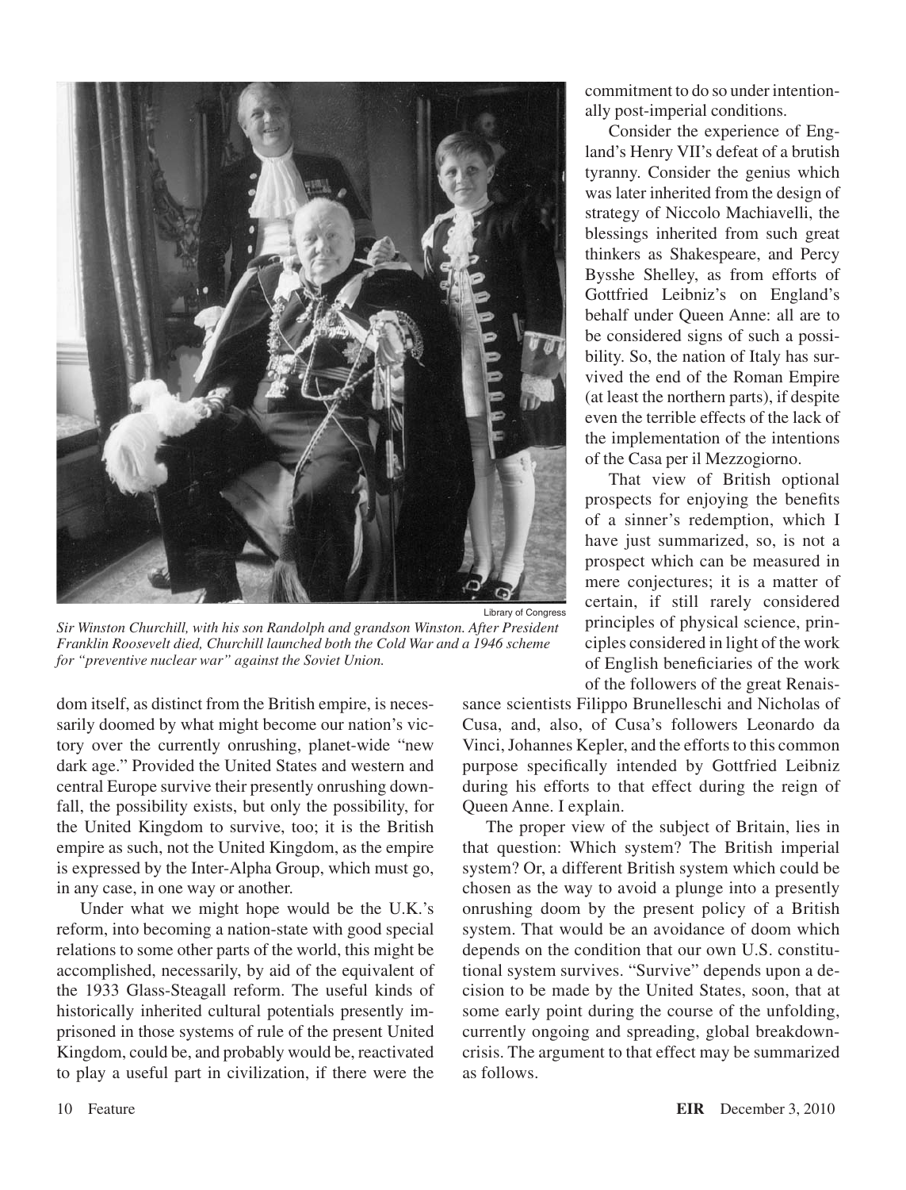Library of Congress

*Sir Winston Churchill, with his son Randolph and grandson Winston. After President Franklin Roosevelt died, Churchill launched both the Cold War and a 1946 scheme for "preventive nuclear war" against the Soviet Union.*

dom itself, as distinct from the British empire, is necessarily doomed by what might become our nation's victory over the currently onrushing, planet-wide "new dark age." Provided the United States and western and central Europe survive their presently onrushing downfall, the possibility exists, but only the possibility, for the United Kingdom to survive, too; it is the British empire as such, not the United Kingdom, as the empire is expressed by the Inter-Alpha Group, which must go, in any case, in one way or another.

Under what we might hope would be the U.K.'s reform, into becoming a nation-state with good special relations to some other parts of the world, this might be accomplished, necessarily, by aid of the equivalent of the 1933 Glass-Steagall reform. The useful kinds of historically inherited cultural potentials presently imprisoned in those systems of rule of the present United Kingdom, could be, and probably would be, reactivated to play a useful part in civilization, if there were the commitment to do so under intentionally post-imperial conditions.

Consider the experience of England's Henry VII's defeat of a brutish tyranny. Consider the genius which was later inherited from the design of strategy of Niccolo Machiavelli, the blessings inherited from such great thinkers as Shakespeare, and Percy Bysshe Shelley, as from efforts of Gottfried Leibniz's on England's behalf under Queen Anne: all are to be considered signs of such a possibility. So, the nation of Italy has survived the end of the Roman Empire (at least the northern parts), if despite even the terrible effects of the lack of the implementation of the intentions of the Casa per il Mezzogiorno.

That view of British optional prospects for enjoying the benefits of a sinner's redemption, which I have just summarized, so, is not a prospect which can be measured in mere conjectures; it is a matter of certain, if still rarely considered principles of physical science, principles considered in light of the work of English beneficiaries of the work of the followers of the great Renaissance scientists Filippo Brunelleschi and Nicholas of Cusa, and, also, of Cusa's followers Leonardo da Vinci, Johannes Kepler, and the efforts to this common purpose specifically intended by Gottfried Leibniz during his efforts to that effect during the reign of Queen Anne. I explain.

The proper view of the subject of Britain, lies in that question: Which system? The British imperial system? Or, a different British system which could be chosen as the way to avoid a plunge into a presently onrushing doom by the present policy of a British system. That would be an avoidance of doom which depends on the condition that our own U.S. constitutional system survives. "Survive" depends upon a decision to be made by the United States, soon, that at some early point during the course of the unfolding, currently ongoing and spreading, global breakdown-crisis. The argument to that effect may be summarized as follows.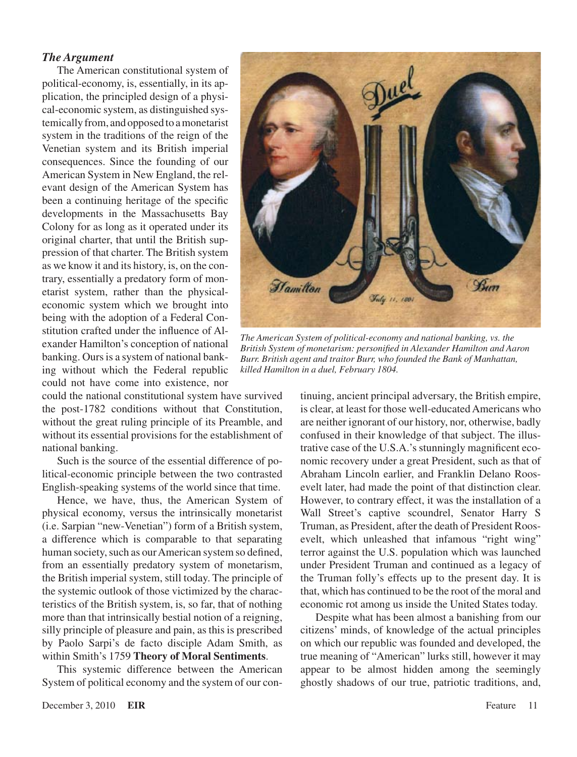### *The Argument*

The American constitutional system of political-economy, is, essentially, in its application, the principled design of a physical-economic system, as distinguished systemically from, and opposed to a monetarist system in the traditions of the reign of the Venetian system and its British imperial consequences. Since the founding of our American System in New England, the relevant design of the American System has been a continuing heritage of the specific developments in the Massachusetts Bay Colony for as long as it operated under its original charter, that until the British suppression of that charter. The British system as we know it and its history, is, on the contrary, essentially a predatory form of monetarist system, rather than the physical-economic system which we brought into being with the adoption of a Federal Constitution crafted under the influence of Alexander Hamilton's conception of national banking. Ours is a system of national banking without which the Federal republic could not have come into existence, nor could the national constitutional system have survived the post-1782 conditions without that Constitution, without the great ruling principle of its Preamble, and without its essential provisions for the establishment of national banking.

*The American System of political-economy and national banking, vs. the British System of monetarism: personified in Alexander Hamilton and Aaron Burr. British agent and traitor Burr, who founded the Bank of Manhattan, killed Hamilton in a duel, February 1804.*

Such is the source of the essential difference of political-economic principle between the two contrasted English-speaking systems of the world since that time.

Hence, we have, thus, the American System of physical economy, versus the intrinsically monetarist (i.e. Sarpian "new-Venetian") form of a British system, a difference which is comparable to that separating human society, such as our American system so defined, from an essentially predatory system of monetarism, the British imperial system, still today. The principle of the systemic outlook of those victimized by the characteristics of the British system, is, so far, that of nothing more than that intrinsically bestial notion of a reigning, silly principle of pleasure and pain, as this is prescribed by Paolo Sarpi's de facto disciple Adam Smith, as within Smith's 1759 **Theory of Moral Sentiments**.

This systemic difference between the American System of political economy and the system of our continuing, ancient principal adversary, the British empire, is clear, at least for those well-educated Americans who are neither ignorant of our history, nor, otherwise, badly confused in their knowledge of that subject. The illustrative case of the U.S.A.'s stunningly magnificent economic recovery under a great President, such as that of Abraham Lincoln earlier, and Franklin Delano Roosevelt later, had made the point of that distinction clear. However, to contrary effect, it was the installation of a Wall Street's captive scoundrel, Senator Harry S Truman, as President, after the death of President Roosevelt, which unleashed that infamous "right wing" terror against the U.S. population which was launched under President Truman and continued as a legacy of the Truman folly's effects up to the present day. It is that, which has continued to be the root of the moral and economic rot among us inside the United States today.

Despite what has been almost a banishing from our citizens' minds, of knowledge of the actual principles on which our republic was founded and developed, the true meaning of "American" lurks still, however it may appear to be almost hidden among the seemingly ghostly shadows of our true, patriotic traditions, and,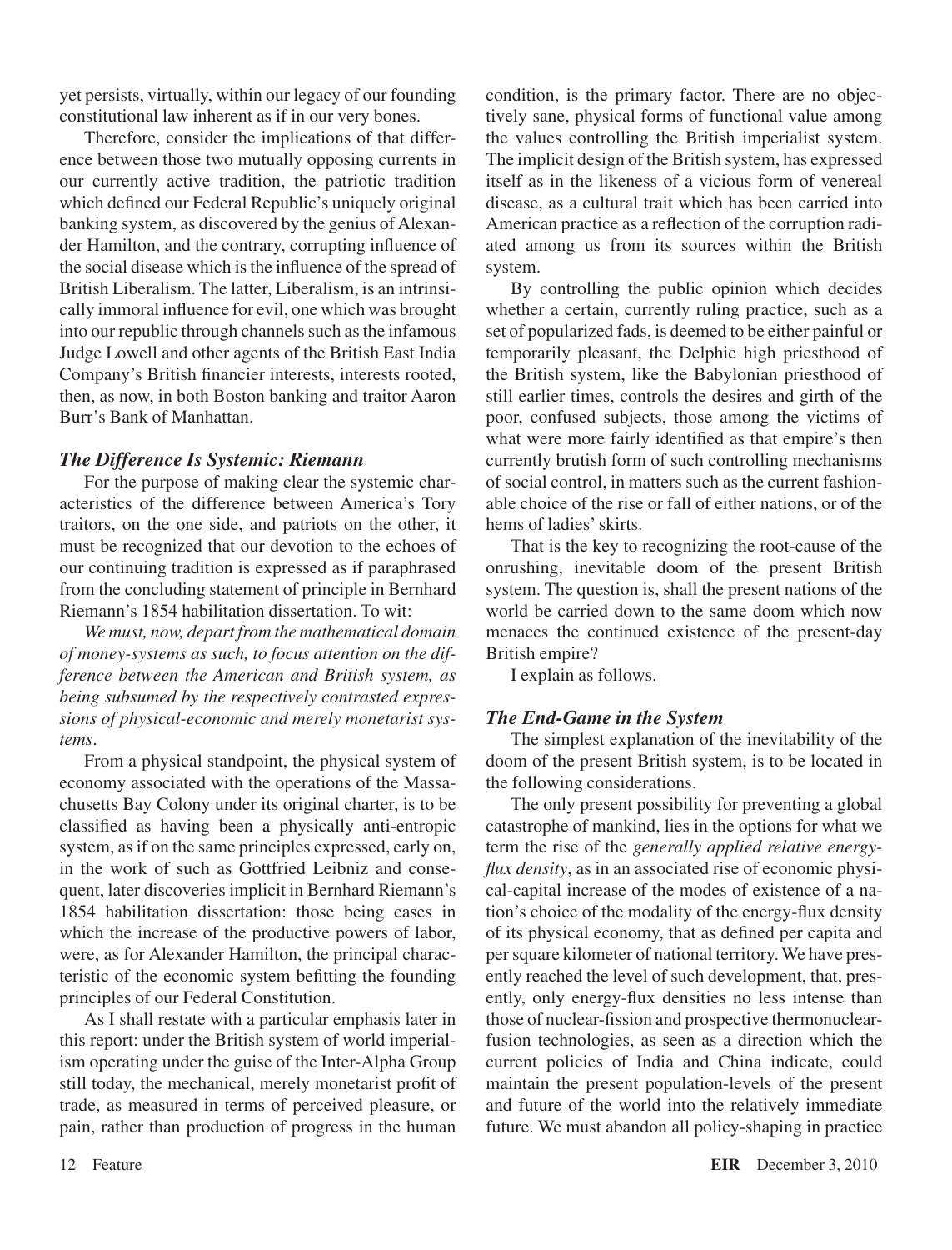yet persists, virtually, within our legacy of our founding constitutional law inherent as if in our very bones.

Therefore, consider the implications of that difference between those two mutually opposing currents in our currently active tradition, the patriotic tradition which defined our Federal Republic's uniquely original banking system, as discovered by the genius of Alexander Hamilton, and the contrary, corrupting influence of the social disease which is the influence of the spread of British Liberalism. The latter, Liberalism, is an intrinsically immoral influence for evil, one which was brought into our republic through channels such as the infamous Judge Lowell and other agents of the British East India Company's British financier interests, interests rooted, then, as now, in both Boston banking and traitor Aaron Burr's Bank of Manhattan.

### *The Difference Is Systemic: Riemann*

For the purpose of making clear the systemic characteristics of the difference between America's Tory traitors, on the one side, and patriots on the other, it must be recognized that our devotion to the echoes of our continuing tradition is expressed as if paraphrased from the concluding statement of principle in Bernhard Riemann's 1854 habilitation dissertation. To wit:

*We must, now, depart from the mathematical domain of money-systems as such, to focus attention on the difference between the American and British system, as being subsumed by the respectively contrasted expressions of physical-economic and merely monetarist systems*.

From a physical standpoint, the physical system of economy associated with the operations of the Massachusetts Bay Colony under its original charter, is to be classified as having been a physically anti-entropic system, as if on the same principles expressed, early on, in the work of such as Gottfried Leibniz and consequent, later discoveries implicit in Bernhard Riemann's 1854 habilitation dissertation: those being cases in which the increase of the productive powers of labor, were, as for Alexander Hamilton, the principal characteristic of the economic system befitting the founding principles of our Federal Constitution.

As I shall restate with a particular emphasis later in this report: under the British system of world imperialism operating under the guise of the Inter-Alpha Group still today, the mechanical, merely monetarist profit of trade, as measured in terms of perceived pleasure, or pain, rather than production of progress in the human condition, is the primary factor. There are no objectively sane, physical forms of functional value among the values controlling the British imperialist system. The implicit design of the British system, has expressed itself as in the likeness of a vicious form of venereal disease, as a cultural trait which has been carried into American practice as a reflection of the corruption radiated among us from its sources within the British system.

By controlling the public opinion which decides whether a certain, currently ruling practice, such as a set of popularized fads, is deemed to be either painful or temporarily pleasant, the Delphic high priesthood of the British system, like the Babylonian priesthood of still earlier times, controls the desires and girth of the poor, confused subjects, those among the victims of what were more fairly identified as that empire's then currently brutish form of such controlling mechanisms of social control, in matters such as the current fashionable choice of the rise or fall of either nations, or of the hems of ladies' skirts.

That is the key to recognizing the root-cause of the onrushing, inevitable doom of the present British system. The question is, shall the present nations of the world be carried down to the same doom which now menaces the continued existence of the present-day British empire?

I explain as follows.

### *The End-Game in the System*

The simplest explanation of the inevitability of the doom of the present British system, is to be located in the following considerations.

The only present possibility for preventing a global catastrophe of mankind, lies in the options for what we term the rise of the *generally applied relative energy-flux density*, as in an associated rise of economic physical-capital increase of the modes of existence of a nation's choice of the modality of the energy-flux density of its physical economy, that as defined per capita and per square kilometer of national territory. We have presently reached the level of such development, that, presently, only energy-flux densities no less intense than those of nuclear-fission and prospective thermonuclear-fusion technologies, as seen as a direction which the current policies of India and China indicate, could maintain the present population-levels of the present and future of the world into the relatively immediate future. We must abandon all policy-shaping in practice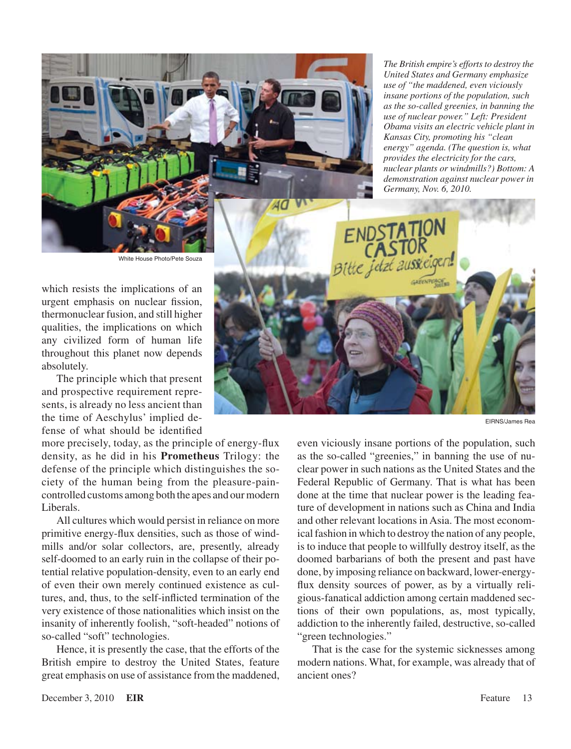*The British empire's efforts to destroy the United States and Germany emphasize use of "the maddened, even viciously insane portions of the population, such as the so-called greenies, in banning the use of nuclear power." Left: President Obama visits an electric vehicle plant in Kansas City, promoting his "clean energy" agenda. (The question is, what provides the electricity for the cars, nuclear plants or windmills?) Bottom: A demonstration against nuclear power in Germany, Nov. 6, 2010.*

White House Photo/Pete Souza

EIRNS/James Rea

which resists the implications of an urgent emphasis on nuclear fission, thermonuclear fusion, and still higher qualities, the implications on which any civilized form of human life throughout this planet now depends absolutely.

The principle which that present and prospective requirement represents, is already no less ancient than the time of Aeschylus' implied defense of what should be identified more precisely, today, as the principle of energy-flux density, as he did in his **Prometheus** Trilogy: the defense of the principle which distinguishes the society of the human being from the pleasure-pain-controlled customs among both the apes and our modern Liberals.

All cultures which would persist in reliance on more primitive energy-flux densities, such as those of windmills and/or solar collectors, are, presently, already self-doomed to an early ruin in the collapse of their potential relative population-density, even to an early end of even their own merely continued existence as cultures, and, thus, to the self-inflicted termination of the very existence of those nationalities which insist on the insanity of inherently foolish, "soft-headed" notions of so-called "soft" technologies.

Hence, it is presently the case, that the efforts of the British empire to destroy the United States, feature great emphasis on use of assistance from the maddened, even viciously insane portions of the population, such as the so-called "greenies," in banning the use of nuclear power in such nations as the United States and the Federal Republic of Germany. That is what has been done at the time that nuclear power is the leading feature of development in nations such as China and India and other relevant locations in Asia. The most economical fashion in which to destroy the nation of any people, is to induce that people to willfully destroy itself, as the doomed barbarians of both the present and past have done, by imposing reliance on backward, lower-energy-flux density sources of power, as by a virtually religious-fanatical addiction among certain maddened sections of their own populations, as, most typically, addiction to the inherently failed, destructive, so-called "green technologies."

That is the case for the systemic sicknesses among modern nations. What, for example, was already that of ancient ones?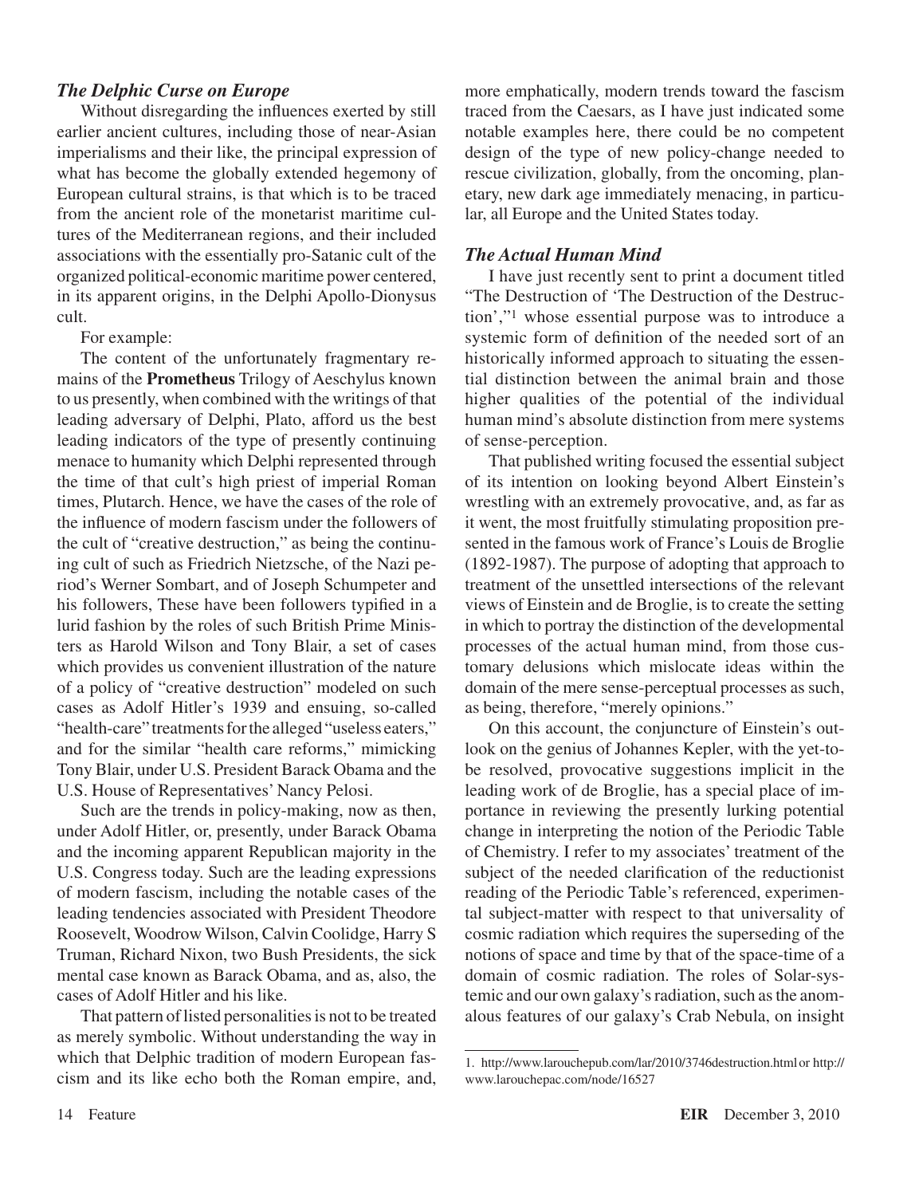### *The Delphic Curse on Europe*

Without disregarding the influences exerted by still earlier ancient cultures, including those of near-Asian imperialisms and their like, the principal expression of what has become the globally extended hegemony of European cultural strains, is that which is to be traced from the ancient role of the monetarist maritime cultures of the Mediterranean regions, and their included associations with the essentially pro-Satanic cult of the organized political-economic maritime power centered, in its apparent origins, in the Delphi Apollo-Dionysus cult.

For example:

The content of the unfortunately fragmentary remains of the **Prometheus** Trilogy of Aeschylus known to us presently, when combined with the writings of that leading adversary of Delphi, Plato, afford us the best leading indicators of the type of presently continuing menace to humanity which Delphi represented through the time of that cult's high priest of imperial Roman times, Plutarch. Hence, we have the cases of the role of the influence of modern fascism under the followers of the cult of "creative destruction," as being the continuing cult of such as Friedrich Nietzsche, of the Nazi period's Werner Sombart, and of Joseph Schumpeter and his followers, These have been followers typified in a lurid fashion by the roles of such British Prime Ministers as Harold Wilson and Tony Blair, a set of cases which provides us convenient illustration of the nature of a policy of "creative destruction" modeled on such cases as Adolf Hitler's 1939 and ensuing, so-called "health-care" treatments for the alleged "useless eaters," and for the similar "health care reforms," mimicking Tony Blair, under U.S. President Barack Obama and the U.S. House of Representatives' Nancy Pelosi.

Such are the trends in policy-making, now as then, under Adolf Hitler, or, presently, under Barack Obama and the incoming apparent Republican majority in the U.S. Congress today. Such are the leading expressions of modern fascism, including the notable cases of the leading tendencies associated with President Theodore Roosevelt, Woodrow Wilson, Calvin Coolidge, Harry S Truman, Richard Nixon, two Bush Presidents, the sick mental case known as Barack Obama, and as, also, the cases of Adolf Hitler and his like.

That pattern of listed personalities is not to be treated as merely symbolic. Without understanding the way in which that Delphic tradition of modern European fascism and its like echo both the Roman empire, and, more emphatically, modern trends toward the fascism traced from the Caesars, as I have just indicated some notable examples here, there could be no competent design of the type of new policy-change needed to rescue civilization, globally, from the oncoming, planetary, new dark age immediately menacing, in particular, all Europe and the United States today.

### *The Actual Human Mind*

I have just recently sent to print a document titled "The Destruction of 'The Destruction of the Destruction'," [1] whose essential purpose was to introduce a systemic form of definition of the needed sort of an historically informed approach to situating the essential distinction between the animal brain and those higher qualities of the potential of the individual human mind's absolute distinction from mere systems of sense-perception.

That published writing focused the essential subject of its intention on looking beyond Albert Einstein's wrestling with an extremely provocative, and, as far as it went, the most fruitfully stimulating proposition presented in the famous work of France's Louis de Broglie (1892-1987). The purpose of adopting that approach to treatment of the unsettled intersections of the relevant views of Einstein and de Broglie, is to create the setting in which to portray the distinction of the developmental processes of the actual human mind, from those customary delusions which mislocate ideas within the domain of the mere sense-perceptual processes as such, as being, therefore, "merely opinions."

On this account, the conjuncture of Einstein's outlook on the genius of Johannes Kepler, with the yet-to-be resolved, provocative suggestions implicit in the leading work of de Broglie, has a special place of importance in reviewing the presently lurking potential change in interpreting the notion of the Periodic Table of Chemistry. I refer to my associates' treatment of the subject of the needed clarification of the reductionist reading of the Periodic Table's referenced, experimental subject-matter with respect to that universality of cosmic radiation which requires the superseding of the notions of space and time by that of the space-time of a domain of cosmic radiation. The roles of Solar-systemic and our own galaxy's radiation, such as the anomalous features of our galaxy's Crab Nebula, on insight

---

1. http://www.larouchepub.com/lar/2010/3746destruction.html or http://www.larouchepac.com/node/16527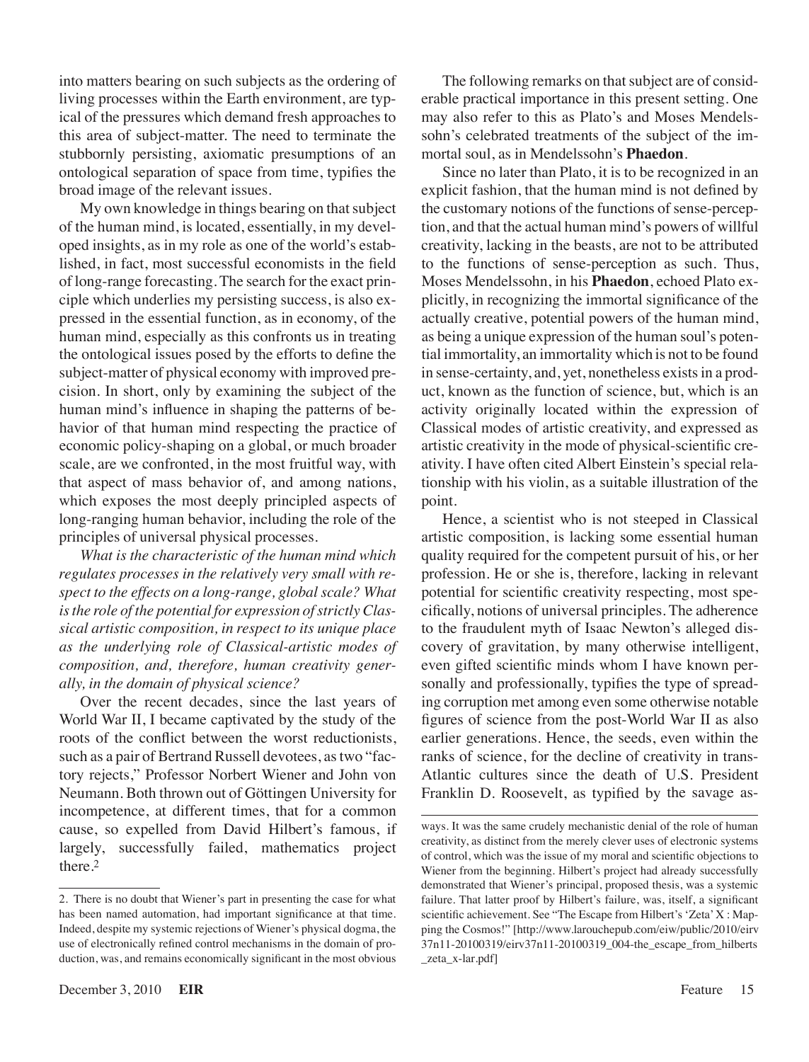into matters bearing on such subjects as the ordering of living processes within the Earth environment, are typical of the pressures which demand fresh approaches to this area of subject-matter. The need to terminate the stubbornly persisting, axiomatic presumptions of an ontological separation of space from time, typifies the broad image of the relevant issues.

My own knowledge in things bearing on that subject of the human mind, is located, essentially, in my developed insights, as in my role as one of the world's established, in fact, most successful economists in the field of long-range forecasting. The search for the exact principle which underlies my persisting success, is also expressed in the essential function, as in economy, of the human mind, especially as this confronts us in treating the ontological issues posed by the efforts to define the subject-matter of physical economy with improved precision. In short, only by examining the subject of the human mind's influence in shaping the patterns of behavior of that human mind respecting the practice of economic policy-shaping on a global, or much broader scale, are we confronted, in the most fruitful way, with that aspect of mass behavior of, and among nations, which exposes the most deeply principled aspects of long-ranging human behavior, including the role of the principles of universal physical processes.

*What is the characteristic of the human mind which regulates processes in the relatively very small with respect to the effects on a long-range, global scale? What is the role of the potential for expression of strictly Classical artistic composition, in respect to its unique place as the underlying role of Classical-artistic modes of composition, and, therefore, human creativity generally, in the domain of physical science?*

Over the recent decades, since the last years of World War II, I became captivated by the study of the roots of the conflict between the worst reductionists, such as a pair of Bertrand Russell devotees, as two "factory rejects," Professor Norbert Wiener and John von Neumann. Both thrown out of Göttingen University for incompetence, at different times, that for a common cause, so expelled from David Hilbert's famous, if largely, successfully failed, mathematics project there.[2]

The following remarks on that subject are of considerable practical importance in this present setting. One may also refer to this as Plato's and Moses Mendelssohn's celebrated treatments of the subject of the immortal soul, as in Mendelssohn's **Phaedon**.

Since no later than Plato, it is to be recognized in an explicit fashion, that the human mind is not defined by the customary notions of the functions of sense-perception, and that the actual human mind's powers of willful creativity, lacking in the beasts, are not to be attributed to the functions of sense-perception as such. Thus, Moses Mendelssohn, in his **Phaedon**, echoed Plato explicitly, in recognizing the immortal significance of the actually creative, potential powers of the human mind, as being a unique expression of the human soul's potential immortality, an immortality which is not to be found in sense-certainty, and, yet, nonetheless exists in a product, known as the function of science, but, which is an activity originally located within the expression of Classical modes of artistic creativity, and expressed as artistic creativity in the mode of physical-scientific creativity. I have often cited Albert Einstein's special relationship with his violin, as a suitable illustration of the point.

Hence, a scientist who is not steeped in Classical artistic composition, is lacking some essential human quality required for the competent pursuit of his, or her profession. He or she is, therefore, lacking in relevant potential for scientific creativity respecting, most specifically, notions of universal principles. The adherence to the fraudulent myth of Isaac Newton's alleged discovery of gravitation, by many otherwise intelligent, even gifted scientific minds whom I have known personally and professionally, typifies the type of spreading corruption met among even some otherwise notable figures of science from the post-World War II as also earlier generations. Hence, the seeds, even within the ranks of science, for the decline of creativity in trans-Atlantic cultures since the death of U.S. President Franklin D. Roosevelt, as typified by the savage as-

---

2. There is no doubt that Wiener's part in presenting the case for what has been named automation, had important significance at that time. Indeed, despite my systemic rejections of Wiener's physical dogma, the use of electronically refined control mechanisms in the domain of production, was, and remains economically significant in the most obvious ways. It was the same crudely mechanistic denial of the role of human creativity, as distinct from the merely clever uses of electronic systems of control, which was the issue of my moral and scientific objections to Wiener from the beginning. Hilbert's project had already successfully demonstrated that Wiener's principal, proposed thesis, was a systemic failure. That latter proof by Hilbert's failure, was, itself, a significant scientific achievement. See "The Escape from Hilbert's 'Zeta' X : Mapping the Cosmos!" [http://www.larouchepub.com/eiw/public/2010/eirv37n11-20100319/eirv37n11-20100319_004-the_escape_from_hilberts_zeta_x-lar.pdf]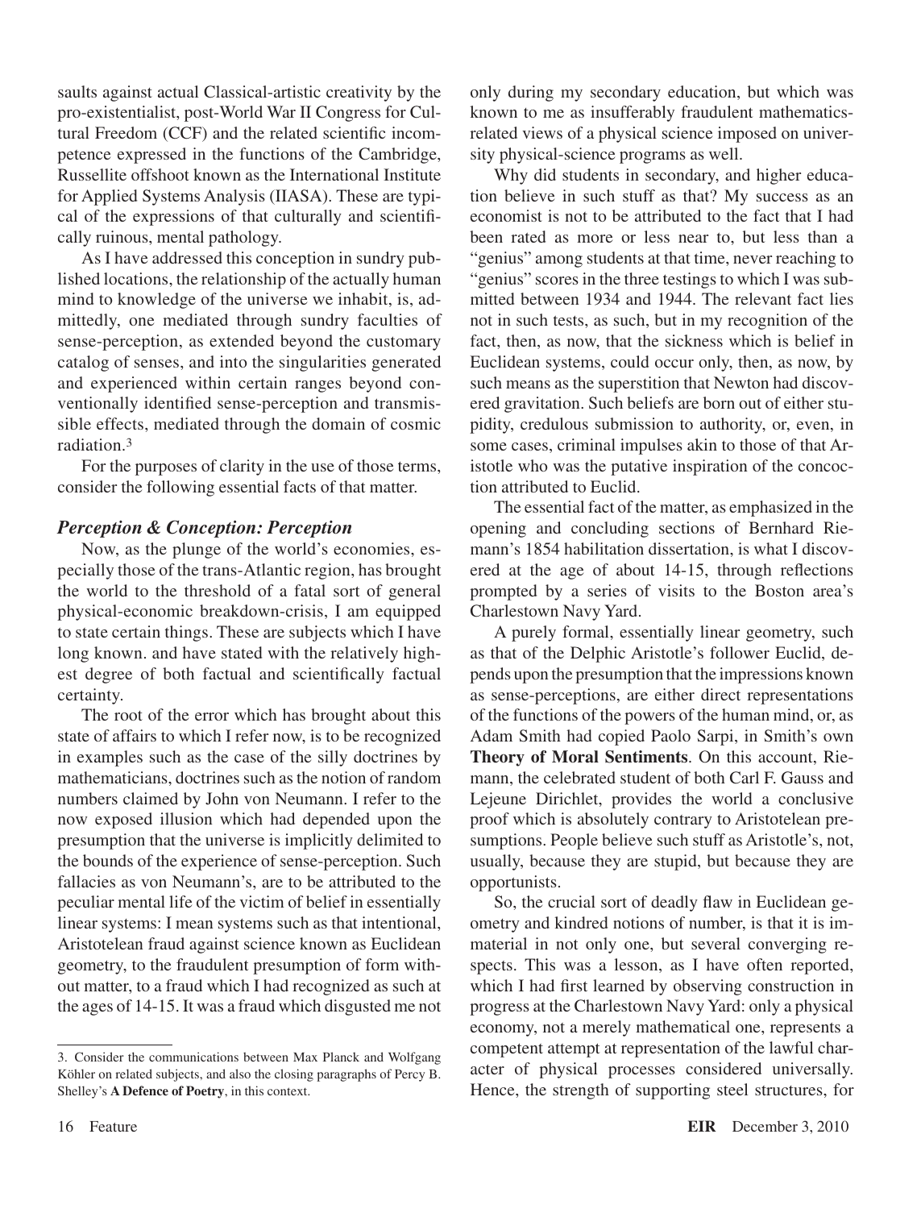saults against actual Classical-artistic creativity by the pro-existentialist, post-World War II Congress for Cultural Freedom (CCF) and the related scientific incompetence expressed in the functions of the Cambridge, Russellite offshoot known as the International Institute for Applied Systems Analysis (IIASA). These are typical of the expressions of that culturally and scientifically ruinous, mental pathology.

As I have addressed this conception in sundry published locations, the relationship of the actually human mind to knowledge of the universe we inhabit, is, admittedly, one mediated through sundry faculties of sense-perception, as extended beyond the customary catalog of senses, and into the singularities generated and experienced within certain ranges beyond conventionally identified sense-perception and transmissible effects, mediated through the domain of cosmic radiation.[3]

For the purposes of clarity in the use of those terms, consider the following essential facts of that matter.

### *Perception & Conception: Perception*

Now, as the plunge of the world's economies, especially those of the trans-Atlantic region, has brought the world to the threshold of a fatal sort of general physical-economic breakdown-crisis, I am equipped to state certain things. These are subjects which I have long known. and have stated with the relatively highest degree of both factual and scientifically factual certainty.

The root of the error which has brought about this state of affairs to which I refer now, is to be recognized in examples such as the case of the silly doctrines by mathematicians, doctrines such as the notion of random numbers claimed by John von Neumann. I refer to the now exposed illusion which had depended upon the presumption that the universe is implicitly delimited to the bounds of the experience of sense-perception. Such fallacies as von Neumann's, are to be attributed to the peculiar mental life of the victim of belief in essentially linear systems: I mean systems such as that intentional, Aristotelean fraud against science known as Euclidean geometry, to the fraudulent presumption of form without matter, to a fraud which I had recognized as such at the ages of 14-15. It was a fraud which disgusted me not only during my secondary education, but which was known to me as insufferably fraudulent mathematics-related views of a physical science imposed on university physical-science programs as well.

Why did students in secondary, and higher education believe in such stuff as that? My success as an economist is not to be attributed to the fact that I had been rated as more or less near to, but less than a "genius" among students at that time, never reaching to "genius" scores in the three testings to which I was submitted between 1934 and 1944. The relevant fact lies not in such tests, as such, but in my recognition of the fact, then, as now, that the sickness which is belief in Euclidean systems, could occur only, then, as now, by such means as the superstition that Newton had discovered gravitation. Such beliefs are born out of either stupidity, credulous submission to authority, or, even, in some cases, criminal impulses akin to those of that Aristotle who was the putative inspiration of the concoction attributed to Euclid.

The essential fact of the matter, as emphasized in the opening and concluding sections of Bernhard Riemann's 1854 habilitation dissertation, is what I discovered at the age of about 14-15, through reflections prompted by a series of visits to the Boston area's Charlestown Navy Yard.

A purely formal, essentially linear geometry, such as that of the Delphic Aristotle's follower Euclid, depends upon the presumption that the impressions known as sense-perceptions, are either direct representations of the functions of the powers of the human mind, or, as Adam Smith had copied Paolo Sarpi, in Smith's own **Theory of Moral Sentiments**. On this account, Riemann, the celebrated student of both Carl F. Gauss and Lejeune Dirichlet, provides the world a conclusive proof which is absolutely contrary to Aristotelean presumptions. People believe such stuff as Aristotle's, not, usually, because they are stupid, but because they are opportunists.

So, the crucial sort of deadly flaw in Euclidean geometry and kindred notions of number, is that it is immaterial in not only one, but several converging respects. This was a lesson, as I have often reported, which I had first learned by observing construction in progress at the Charlestown Navy Yard: only a physical economy, not a merely mathematical one, represents a competent attempt at representation of the lawful character of physical processes considered universally. Hence, the strength of supporting steel structures, for

---

3. Consider the communications between Max Planck and Wolfgang Köhler on related subjects, and also the closing paragraphs of Percy B. Shelley's **A Defence of Poetry**, in this context.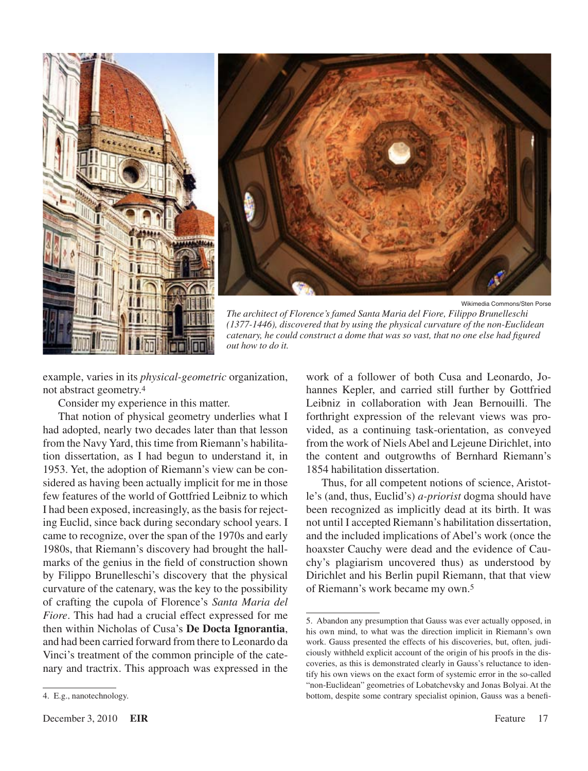Wikimedia Commons/Sten Porse

*The architect of Florence's famed Santa Maria del Fiore, Filippo Brunelleschi (1377-1446), discovered that by using the physical curvature of the non-Euclidean catenary, he could construct a dome that was so vast, that no one else had figured out how to do it.*

example, varies in its *physical-geometric* organization, not abstract geometry.[4]

Consider my experience in this matter.

That notion of physical geometry underlies what I had adopted, nearly two decades later than that lesson from the Navy Yard, this time from Riemann's habilitation dissertation, as I had begun to understand it, in 1953. Yet, the adoption of Riemann's view can be considered as having been actually implicit for me in those few features of the world of Gottfried Leibniz to which I had been exposed, increasingly, as the basis for rejecting Euclid, since back during secondary school years. I came to recognize, over the span of the 1970s and early 1980s, that Riemann's discovery had brought the hallmarks of the genius in the field of construction shown by Filippo Brunelleschi's discovery that the physical curvature of the catenary, was the key to the possibility of crafting the cupola of Florence's *Santa Maria del Fiore*. This had had a crucial effect expressed for me then within Nicholas of Cusa's **De Docta Ignorantia**, and had been carried forward from there to Leonardo da Vinci's treatment of the common principle of the catenary and tractrix. This approach was expressed in the work of a follower of both Cusa and Leonardo, Johannes Kepler, and carried still further by Gottfried Leibniz in collaboration with Jean Bernouilli. The forthright expression of the relevant views was provided, as a continuing task-orientation, as conveyed from the work of Niels Abel and Lejeune Dirichlet, into the content and outgrowths of Bernhard Riemann's 1854 habilitation dissertation.

Thus, for all competent notions of science, Aristotle's (and, thus, Euclid's) *a-priorist* dogma should have been recognized as implicitly dead at its birth. It was not until I accepted Riemann's habilitation dissertation, and the included implications of Abel's work (once the hoaxster Cauchy were dead and the evidence of Cauchy's plagiarism uncovered thus) as understood by Dirichlet and his Berlin pupil Riemann, that that view of Riemann's work became my own.[5]

---

4. E.g., nanotechnology.

5. Abandon any presumption that Gauss was ever actually opposed, in his own mind, to what was the direction implicit in Riemann's own work. Gauss presented the effects of his discoveries, but, often, judiciously withheld explicit account of the origin of his proofs in the discoveries, as this is demonstrated clearly in Gauss's reluctance to identify his own views on the exact form of systemic error in the so-called "non-Euclidean" geometries of Lobatchevsky and Jonas Bolyai. At the bottom, despite some contrary specialist opinion, Gauss was a benefi-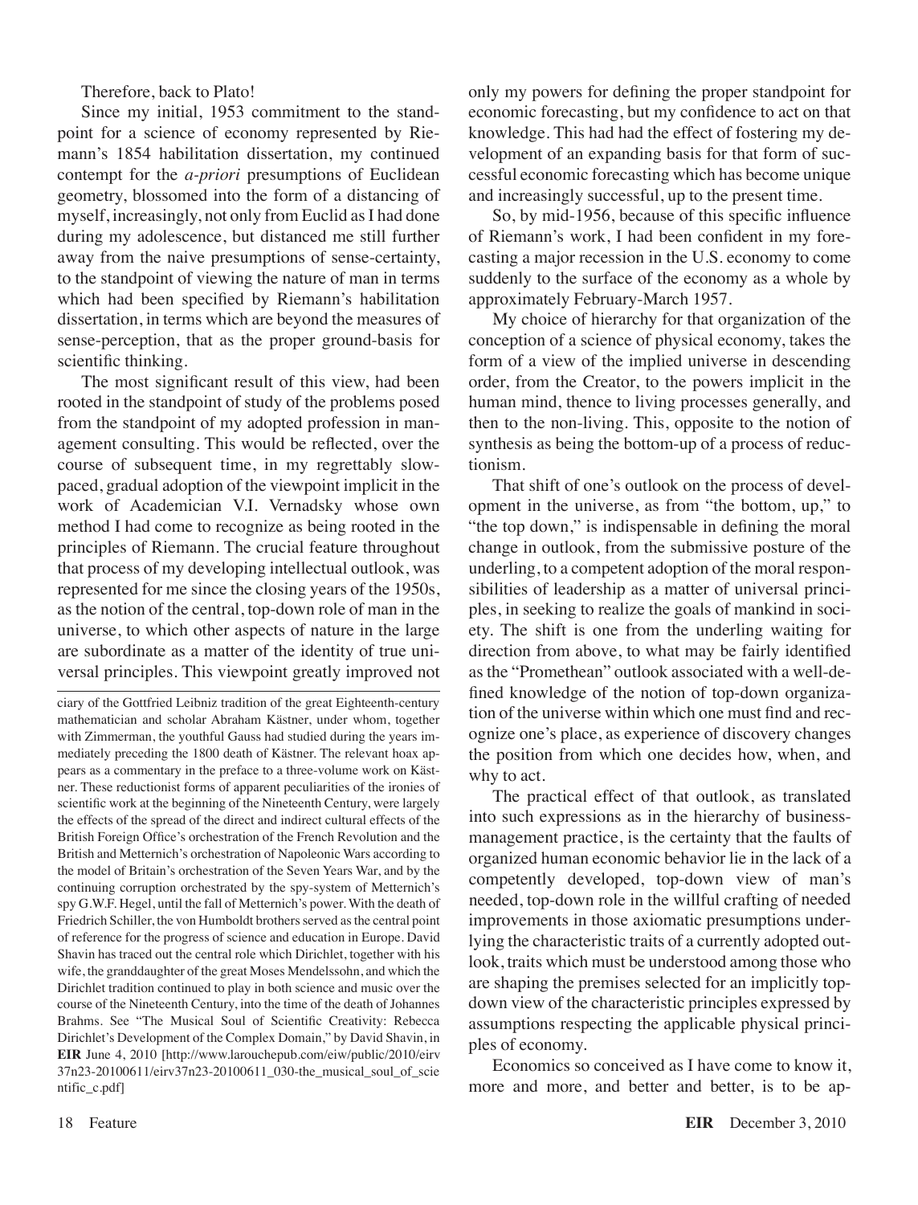Therefore, back to Plato!

Since my initial, 1953 commitment to the standpoint for a science of economy represented by Riemann's 1854 habilitation dissertation, my continued contempt for the *a-priori* presumptions of Euclidean geometry, blossomed into the form of a distancing of myself, increasingly, not only from Euclid as I had done during my adolescence, but distanced me still further away from the naive presumptions of sense-certainty, to the standpoint of viewing the nature of man in terms which had been specified by Riemann's habilitation dissertation, in terms which are beyond the measures of sense-perception, that as the proper ground-basis for scientific thinking.

The most significant result of this view, had been rooted in the standpoint of study of the problems posed from the standpoint of my adopted profession in management consulting. This would be reflected, over the course of subsequent time, in my regrettably slow-paced, gradual adoption of the viewpoint implicit in the work of Academician V.I. Vernadsky whose own method I had come to recognize as being rooted in the principles of Riemann. The crucial feature throughout that process of my developing intellectual outlook, was represented for me since the closing years of the 1950s, as the notion of the central, top-down role of man in the universe, to which other aspects of nature in the large are subordinate as a matter of the identity of true universal principles. This viewpoint greatly improved not only my powers for defining the proper standpoint for economic forecasting, but my confidence to act on that knowledge. This had had the effect of fostering my development of an expanding basis for that form of successful economic forecasting which has become unique and increasingly successful, up to the present time.

So, by mid-1956, because of this specific influence of Riemann's work, I had been confident in my forecasting a major recession in the U.S. economy to come suddenly to the surface of the economy as a whole by approximately February-March 1957.

My choice of hierarchy for that organization of the conception of a science of physical economy, takes the form of a view of the implied universe in descending order, from the Creator, to the powers implicit in the human mind, thence to living processes generally, and then to the non-living. This, opposite to the notion of synthesis as being the bottom-up of a process of reductionism.

That shift of one's outlook on the process of development in the universe, as from "the bottom, up," to "the top down," is indispensable in defining the moral change in outlook, from the submissive posture of the underling, to a competent adoption of the moral responsibilities of leadership as a matter of universal principles, in seeking to realize the goals of mankind in society. The shift is one from the underling waiting for direction from above, to what may be fairly identified as the "Promethean" outlook associated with a well-defined knowledge of the notion of top-down organization of the universe within which one must find and recognize one's place, as experience of discovery changes the position from which one decides how, when, and why to act.

The practical effect of that outlook, as translated into such expressions as in the hierarchy of business-management practice, is the certainty that the faults of organized human economic behavior lie in the lack of a competently developed, top-down view of man's needed, top-down role in the willful crafting of needed improvements in those axiomatic presumptions underlying the characteristic traits of a currently adopted outlook, traits which must be understood among those who are shaping the premises selected for an implicitly top-down view of the characteristic principles expressed by assumptions respecting the applicable physical principles of economy.

Economics so conceived as I have come to know it, more and more, and better and better, is to be ap-

---

ciary of the Gottfried Leibniz tradition of the great Eighteenth-century mathematician and scholar Abraham Kästner, under whom, together with Zimmerman, the youthful Gauss had studied during the years immediately preceding the 1800 death of Kästner. The relevant hoax appears as a commentary in the preface to a three-volume work on Kästner. These reductionist forms of apparent peculiarities of the ironies of scientific work at the beginning of the Nineteenth Century, were largely the effects of the spread of the direct and indirect cultural effects of the British Foreign Office's orchestration of the French Revolution and the British and Metternich's orchestration of Napoleonic Wars according to the model of Britain's orchestration of the Seven Years War, and by the continuing corruption orchestrated by the spy-system of Metternich's spy G.W.F. Hegel, until the fall of Metternich's power. With the death of Friedrich Schiller, the von Humboldt brothers served as the central point of reference for the progress of science and education in Europe. David Shavin has traced out the central role which Dirichlet, together with his wife, the granddaughter of the great Moses Mendelssohn, and which the Dirichlet tradition continued to play in both science and music over the course of the Nineteenth Century, into the time of the death of Johannes Brahms. See "The Musical Soul of Scientific Creativity: Rebecca Dirichlet's Development of the Complex Domain," by David Shavin, in **EIR** June 4, 2010 [http://www.larouchepub.com/eiw/public/2010/eirv37n23-20100611/eirv37n23-20100611_030-the_musical_soul_of_scientific_c.pdf]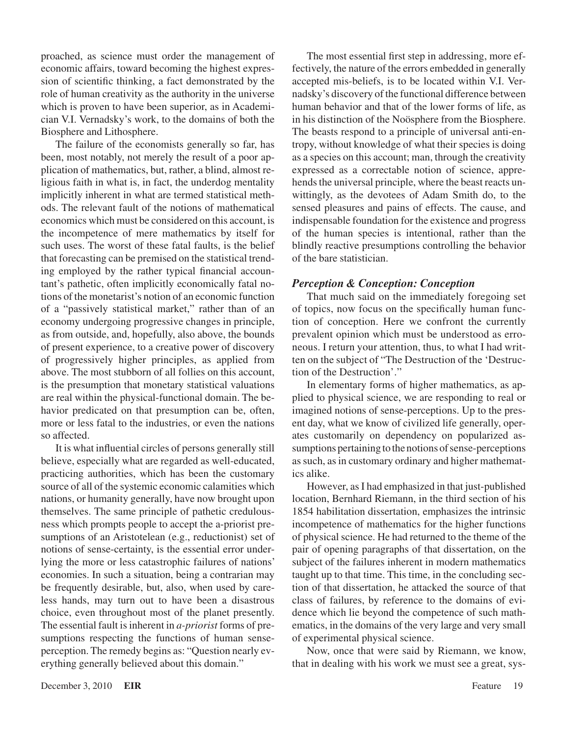proached, as science must order the management of economic affairs, toward becoming the highest expression of scientific thinking, a fact demonstrated by the role of human creativity as the authority in the universe which is proven to have been superior, as in Academician V.I. Vernadsky's work, to the domains of both the Biosphere and Lithosphere.

The failure of the economists generally so far, has been, most notably, not merely the result of a poor application of mathematics, but, rather, a blind, almost religious faith in what is, in fact, the underdog mentality implicitly inherent in what are termed statistical methods. The relevant fault of the notions of mathematical economics which must be considered on this account, is the incompetence of mere mathematics by itself for such uses. The worst of these fatal faults, is the belief that forecasting can be premised on the statistical trending employed by the rather typical financial accountant's pathetic, often implicitly economically fatal notions of the monetarist's notion of an economic function of a "passively statistical market," rather than of an economy undergoing progressive changes in principle, as from outside, and, hopefully, also above, the bounds of present experience, to a creative power of discovery of progressively higher principles, as applied from above. The most stubborn of all follies on this account, is the presumption that monetary statistical valuations are real within the physical-functional domain. The behavior predicated on that presumption can be, often, more or less fatal to the industries, or even the nations so affected.

It is what influential circles of persons generally still believe, especially what are regarded as well-educated, practicing authorities, which has been the customary source of all of the systemic economic calamities which nations, or humanity generally, have now brought upon themselves. The same principle of pathetic credulousness which prompts people to accept the a-priorist presumptions of an Aristotelean (e.g., reductionist) set of notions of sense-certainty, is the essential error underlying the more or less catastrophic failures of nations' economies. In such a situation, being a contrarian may be frequently desirable, but, also, when used by careless hands, may turn out to have been a disastrous choice, even throughout most of the planet presently. The essential fault is inherent in *a-priorist* forms of presumptions respecting the functions of human sense-perception. The remedy begins as: "Question nearly everything generally believed about this domain."

The most essential first step in addressing, more effectively, the nature of the errors embedded in generally accepted mis-beliefs, is to be located within V.I. Vernadsky's discovery of the functional difference between human behavior and that of the lower forms of life, as in his distinction of the Noösphere from the Biosphere. The beasts respond to a principle of universal anti-entropy, without knowledge of what their species is doing as a species on this account; man, through the creativity expressed as a correctable notion of science, apprehends the universal principle, where the beast reacts unwittingly, as the devotees of Adam Smith do, to the sensed pleasures and pains of effects. The cause, and indispensable foundation for the existence and progress of the human species is intentional, rather than the blindly reactive presumptions controlling the behavior of the bare statistician.

### *Perception & Conception: Conception*

That much said on the immediately foregoing set of topics, now focus on the specifically human function of conception. Here we confront the currently prevalent opinion which must be understood as erroneous. I return your attention, thus, to what I had written on the subject of "The Destruction of the 'Destruction of the Destruction'."

In elementary forms of higher mathematics, as applied to physical science, we are responding to real or imagined notions of sense-perceptions. Up to the present day, what we know of civilized life generally, operates customarily on dependency on popularized assumptions pertaining to the notions of sense-perceptions as such, as in customary ordinary and higher mathematics alike.

However, as I had emphasized in that just-published location, Bernhard Riemann, in the third section of his 1854 habilitation dissertation, emphasizes the intrinsic incompetence of mathematics for the higher functions of physical science. He had returned to the theme of the pair of opening paragraphs of that dissertation, on the subject of the failures inherent in modern mathematics taught up to that time. This time, in the concluding section of that dissertation, he attacked the source of that class of failures, by reference to the domains of evidence which lie beyond the competence of such mathematics, in the domains of the very large and very small of experimental physical science.

Now, once that were said by Riemann, we know, that in dealing with his work we must see a great, sys-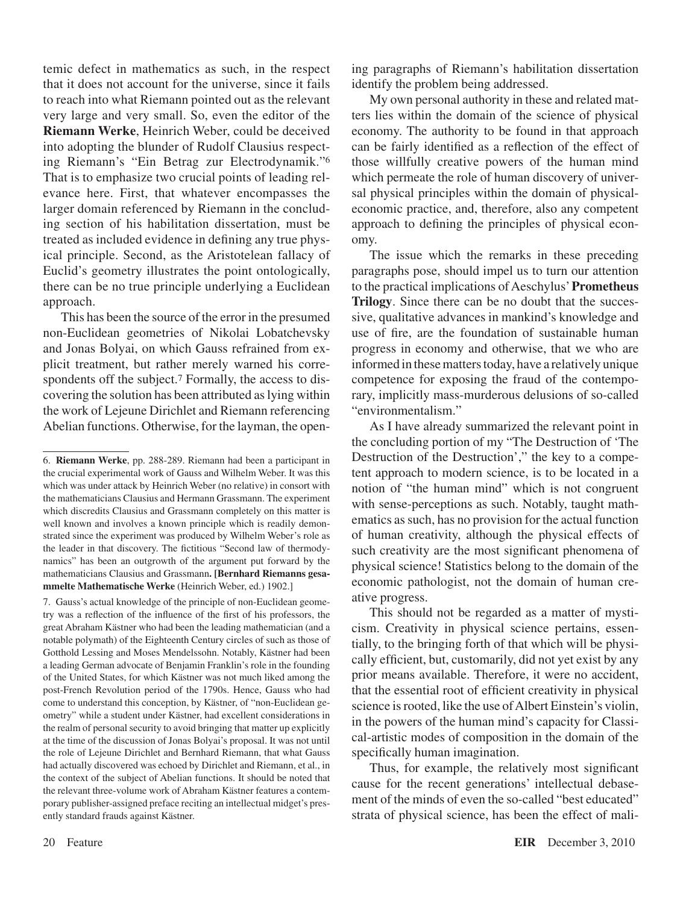temic defect in mathematics as such, in the respect that it does not account for the universe, since it fails to reach into what Riemann pointed out as the relevant very large and very small. So, even the editor of the **Riemann Werke**, Heinrich Weber, could be deceived into adopting the blunder of Rudolf Clausius respecting Riemann's "Ein Betrag zur Electrodynamik."[6] That is to emphasize two crucial points of leading relevance here. First, that whatever encompasses the larger domain referenced by Riemann in the concluding section of his habilitation dissertation, must be treated as included evidence in defining any true physical principle. Second, as the Aristotelean fallacy of Euclid's geometry illustrates the point ontologically, there can be no true principle underlying a Euclidean approach.

This has been the source of the error in the presumed non-Euclidean geometries of Nikolai Lobatchevsky and Jonas Bolyai, on which Gauss refrained from explicit treatment, but rather merely warned his correspondents off the subject.[7] Formally, the access to discovering the solution has been attributed as lying within the work of Lejeune Dirichlet and Riemann referencing Abelian functions. Otherwise, for the layman, the opening paragraphs of Riemann's habilitation dissertation identify the problem being addressed.

My own personal authority in these and related matters lies within the domain of the science of physical economy. The authority to be found in that approach can be fairly identified as a reflection of the effect of those willfully creative powers of the human mind which permeate the role of human discovery of universal physical principles within the domain of physical-economic practice, and, therefore, also any competent approach to defining the principles of physical economy.

The issue which the remarks in these preceding paragraphs pose, should impel us to turn our attention to the practical implications of Aeschylus' **Prometheus Trilogy**. Since there can be no doubt that the successive, qualitative advances in mankind's knowledge and use of fire, are the foundation of sustainable human progress in economy and otherwise, that we who are informed in these matters today, have a relatively unique competence for exposing the fraud of the contemporary, implicitly mass-murderous delusions of so-called "environmentalism."

As I have already summarized the relevant point in the concluding portion of my "The Destruction of 'The Destruction of the Destruction'," the key to a competent approach to modern science, is to be located in a notion of "the human mind" which is not congruent with sense-perceptions as such. Notably, taught mathematics as such, has no provision for the actual function of human creativity, although the physical effects of such creativity are the most significant phenomena of physical science! Statistics belong to the domain of the economic pathologist, not the domain of human creative progress.

This should not be regarded as a matter of mysticism. Creativity in physical science pertains, essentially, to the bringing forth of that which will be physically efficient, but, customarily, did not yet exist by any prior means available. Therefore, it were no accident, that the essential root of efficient creativity in physical science is rooted, like the use of Albert Einstein's violin, in the powers of the human mind's capacity for Classical-artistic modes of composition in the domain of the specifically human imagination.

Thus, for example, the relatively most significant cause for the recent generations' intellectual debasement of the minds of even the so-called "best educated" strata of physical science, has been the effect of mali-

---

6. **Riemann Werke**, pp. 288-289. Riemann had been a participant in the crucial experimental work of Gauss and Wilhelm Weber. It was this which was under attack by Heinrich Weber (no relative) in consort with the mathematicians Clausius and Hermann Grassmann. The experiment which discredits Clausius and Grassmann completely on this matter is well known and involves a known principle which is readily demonstrated since the experiment was produced by Wilhelm Weber's role as the leader in that discovery. The fictitious "Second law of thermodynamics" has been an outgrowth of the argument put forward by the mathematicians Clausius and Grassmann**. [Bernhard Riemanns gesammelte Mathematische Werke** (Heinrich Weber, ed.) 1902.]

7. Gauss's actual knowledge of the principle of non-Euclidean geometry was a reflection of the influence of the first of his professors, the great Abraham Kästner who had been the leading mathematician (and a notable polymath) of the Eighteenth Century circles of such as those of Gotthold Lessing and Moses Mendelssohn. Notably, Kästner had been a leading German advocate of Benjamin Franklin's role in the founding of the United States, for which Kästner was not much liked among the post-French Revolution period of the 1790s. Hence, Gauss who had come to understand this conception, by Kästner, of "non-Euclidean geometry" while a student under Kästner, had excellent considerations in the realm of personal security to avoid bringing that matter up explicitly at the time of the discussion of Jonas Bolyai's proposal. It was not until the role of Lejeune Dirichlet and Bernhard Riemann, that what Gauss had actually discovered was echoed by Dirichlet and Riemann, et al., in the context of the subject of Abelian functions. It should be noted that the relevant three-volume work of Abraham Kästner features a contemporary publisher-assigned preface reciting an intellectual midget's presently standard frauds against Kästner.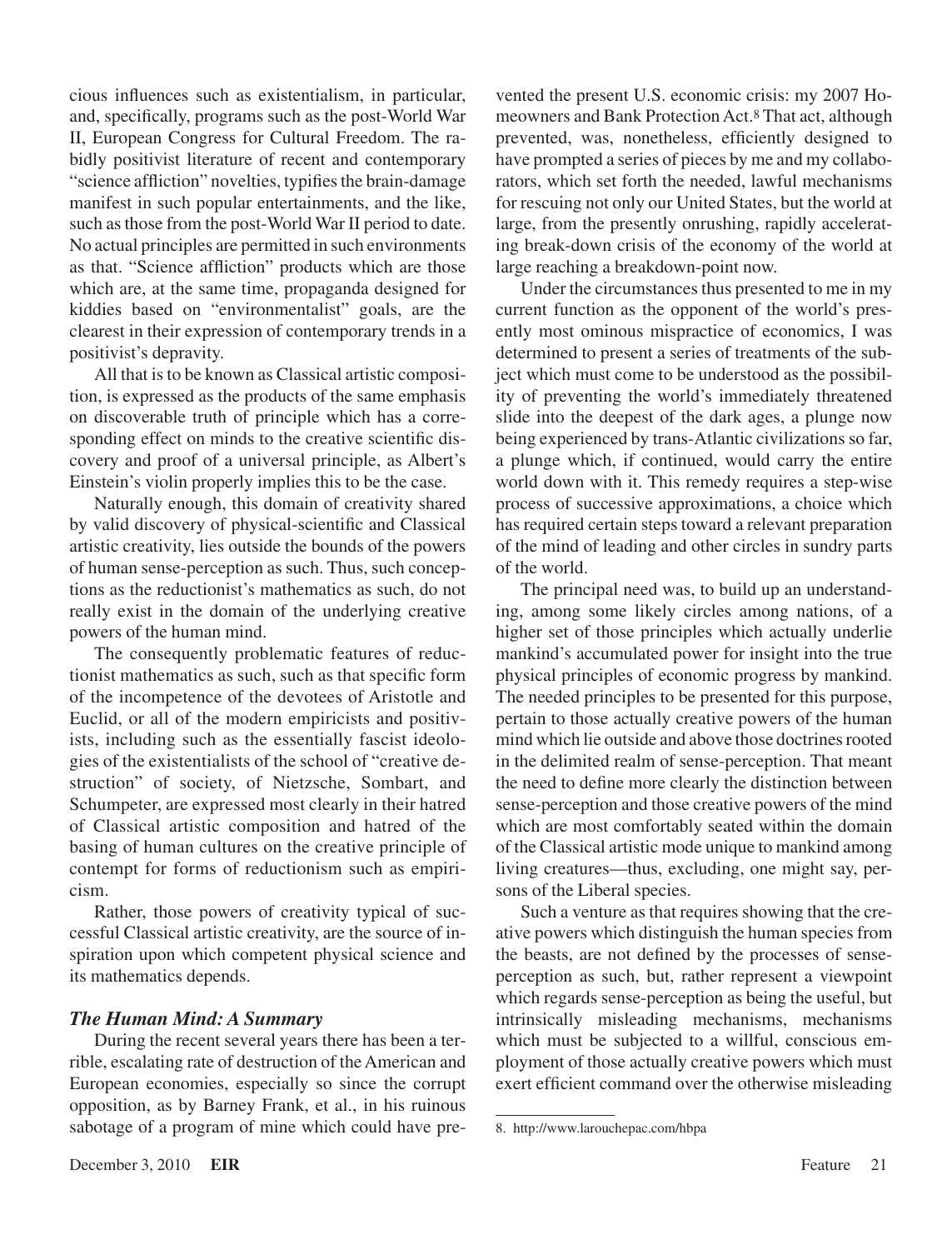cious influences such as existentialism, in particular, and, specifically, programs such as the post-World War II, European Congress for Cultural Freedom. The rabidly positivist literature of recent and contemporary "science affliction" novelties, typifies the brain-damage manifest in such popular entertainments, and the like, such as those from the post-World War II period to date. No actual principles are permitted in such environments as that. "Science affliction" products which are those which are, at the same time, propaganda designed for kiddies based on "environmentalist" goals, are the clearest in their expression of contemporary trends in a positivist's depravity.

All that is to be known as Classical artistic composition, is expressed as the products of the same emphasis on discoverable truth of principle which has a corresponding effect on minds to the creative scientific discovery and proof of a universal principle, as Albert's Einstein's violin properly implies this to be the case.

Naturally enough, this domain of creativity shared by valid discovery of physical-scientific and Classical artistic creativity, lies outside the bounds of the powers of human sense-perception as such. Thus, such conceptions as the reductionist's mathematics as such, do not really exist in the domain of the underlying creative powers of the human mind.

The consequently problematic features of reductionist mathematics as such, such as that specific form of the incompetence of the devotees of Aristotle and Euclid, or all of the modern empiricists and positivists, including such as the essentially fascist ideologies of the existentialists of the school of "creative destruction" of society, of Nietzsche, Sombart, and Schumpeter, are expressed most clearly in their hatred of Classical artistic composition and hatred of the basing of human cultures on the creative principle of contempt for forms of reductionism such as empiricism.

Rather, those powers of creativity typical of successful Classical artistic creativity, are the source of inspiration upon which competent physical science and its mathematics depends.

### *The Human Mind: A Summary*

During the recent several years there has been a terrible, escalating rate of destruction of the American and European economies, especially so since the corrupt opposition, as by Barney Frank, et al., in his ruinous sabotage of a program of mine which could have prevented the present U.S. economic crisis: my 2007 Homeowners and Bank Protection Act.[8] That act, although prevented, was, nonetheless, efficiently designed to have prompted a series of pieces by me and my collaborators, which set forth the needed, lawful mechanisms for rescuing not only our United States, but the world at large, from the presently onrushing, rapidly accelerating break-down crisis of the economy of the world at large reaching a breakdown-point now.

Under the circumstances thus presented to me in my current function as the opponent of the world's presently most ominous mispractice of economics, I was determined to present a series of treatments of the subject which must come to be understood as the possibility of preventing the world's immediately threatened slide into the deepest of the dark ages, a plunge now being experienced by trans-Atlantic civilizations so far, a plunge which, if continued, would carry the entire world down with it. This remedy requires a step-wise process of successive approximations, a choice which has required certain steps toward a relevant preparation of the mind of leading and other circles in sundry parts of the world.

The principal need was, to build up an understanding, among some likely circles among nations, of a higher set of those principles which actually underlie mankind's accumulated power for insight into the true physical principles of economic progress by mankind. The needed principles to be presented for this purpose, pertain to those actually creative powers of the human mind which lie outside and above those doctrines rooted in the delimited realm of sense-perception. That meant the need to define more clearly the distinction between sense-perception and those creative powers of the mind which are most comfortably seated within the domain of the Classical artistic mode unique to mankind among living creatures—thus, excluding, one might say, persons of the Liberal species.

Such a venture as that requires showing that the creative powers which distinguish the human species from the beasts, are not defined by the processes of sense-perception as such, but, rather represent a viewpoint which regards sense-perception as being the useful, but intrinsically misleading mechanisms, mechanisms which must be subjected to a willful, conscious employment of those actually creative powers which must exert efficient command over the otherwise misleading

---

8. http://www.larouchepac.com/hbpa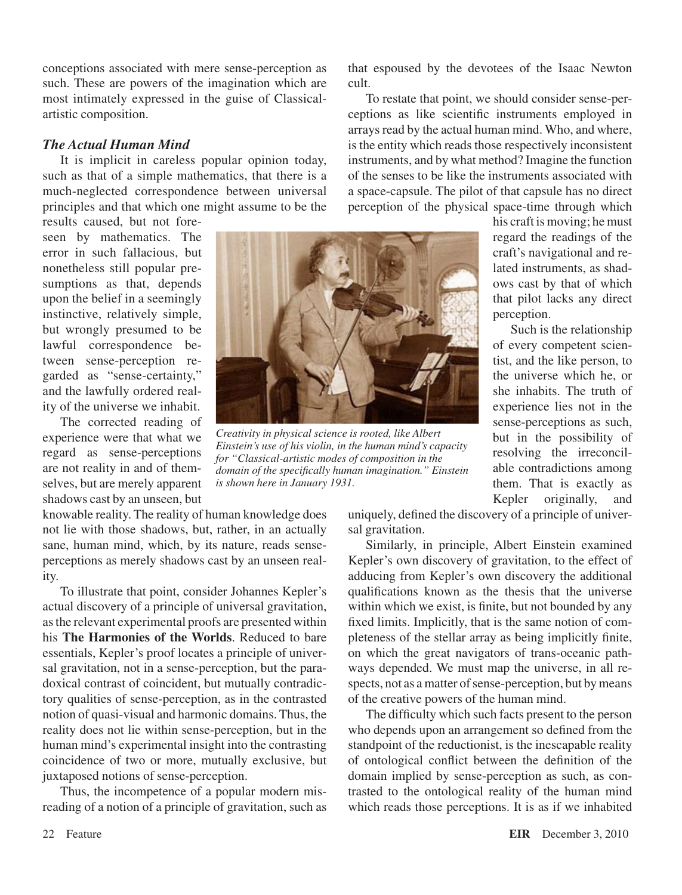conceptions associated with mere sense-perception as such. These are powers of the imagination which are most intimately expressed in the guise of Classical-artistic composition.

### *The Actual Human Mind*

It is implicit in careless popular opinion today, such as that of a simple mathematics, that there is a much-neglected correspondence between universal principles and that which one might assume to be the results caused, but not foreseen by mathematics. The error in such fallacious, but nonetheless still popular presumptions as that, depends upon the belief in a seemingly instinctive, relatively simple, but wrongly presumed to be lawful correspondence between sense-perception regarded as "sense-certainty," and the lawfully ordered reality of the universe we inhabit.

The corrected reading of experience were that what we regard as sense-perceptions are not reality in and of themselves, but are merely apparent shadows cast by an unseen, but knowable reality. The reality of human knowledge does not lie with those shadows, but, rather, in an actually sane, human mind, which, by its nature, reads sense-perceptions as merely shadows cast by an unseen reality.

*Creativity in physical science is rooted, like Albert Einstein's use of his violin, in the human mind's capacity for "Classical-artistic modes of composition in the domain of the specifically human imagination." Einstein is shown here in January 1931.*

To illustrate that point, consider Johannes Kepler's actual discovery of a principle of universal gravitation, as the relevant experimental proofs are presented within his **The Harmonies of the Worlds**. Reduced to bare essentials, Kepler's proof locates a principle of universal gravitation, not in a sense-perception, but the paradoxical contrast of coincident, but mutually contradictory qualities of sense-perception, as in the contrasted notion of quasi-visual and harmonic domains. Thus, the reality does not lie within sense-perception, but in the human mind's experimental insight into the contrasting coincidence of two or more, mutually exclusive, but juxtaposed notions of sense-perception.

Thus, the incompetence of a popular modern misreading of a notion of a principle of gravitation, such as that espoused by the devotees of the Isaac Newton cult.

To restate that point, we should consider sense-perceptions as like scientific instruments employed in arrays read by the actual human mind. Who, and where, is the entity which reads those respectively inconsistent instruments, and by what method? Imagine the function of the senses to be like the instruments associated with a space-capsule. The pilot of that capsule has no direct perception of the physical space-time through which his craft is moving; he must regard the readings of the craft's navigational and related instruments, as shadows cast by that of which that pilot lacks any direct perception.

Such is the relationship of every competent scientist, and the like person, to the universe which he, or she inhabits. The truth of experience lies not in the sense-perceptions as such, but in the possibility of resolving the irreconcilable contradictions among them. That is exactly as Kepler originally, and uniquely, defined the discovery of a principle of universal gravitation.

Similarly, in principle, Albert Einstein examined Kepler's own discovery of gravitation, to the effect of adducing from Kepler's own discovery the additional qualifications known as the thesis that the universe within which we exist, is finite, but not bounded by any fixed limits. Implicitly, that is the same notion of completeness of the stellar array as being implicitly finite, on which the great navigators of trans-oceanic pathways depended. We must map the universe, in all respects, not as a matter of sense-perception, but by means of the creative powers of the human mind.

The difficulty which such facts present to the person who depends upon an arrangement so defined from the standpoint of the reductionist, is the inescapable reality of ontological conflict between the definition of the domain implied by sense-perception as such, as contrasted to the ontological reality of the human mind which reads those perceptions. It is as if we inhabited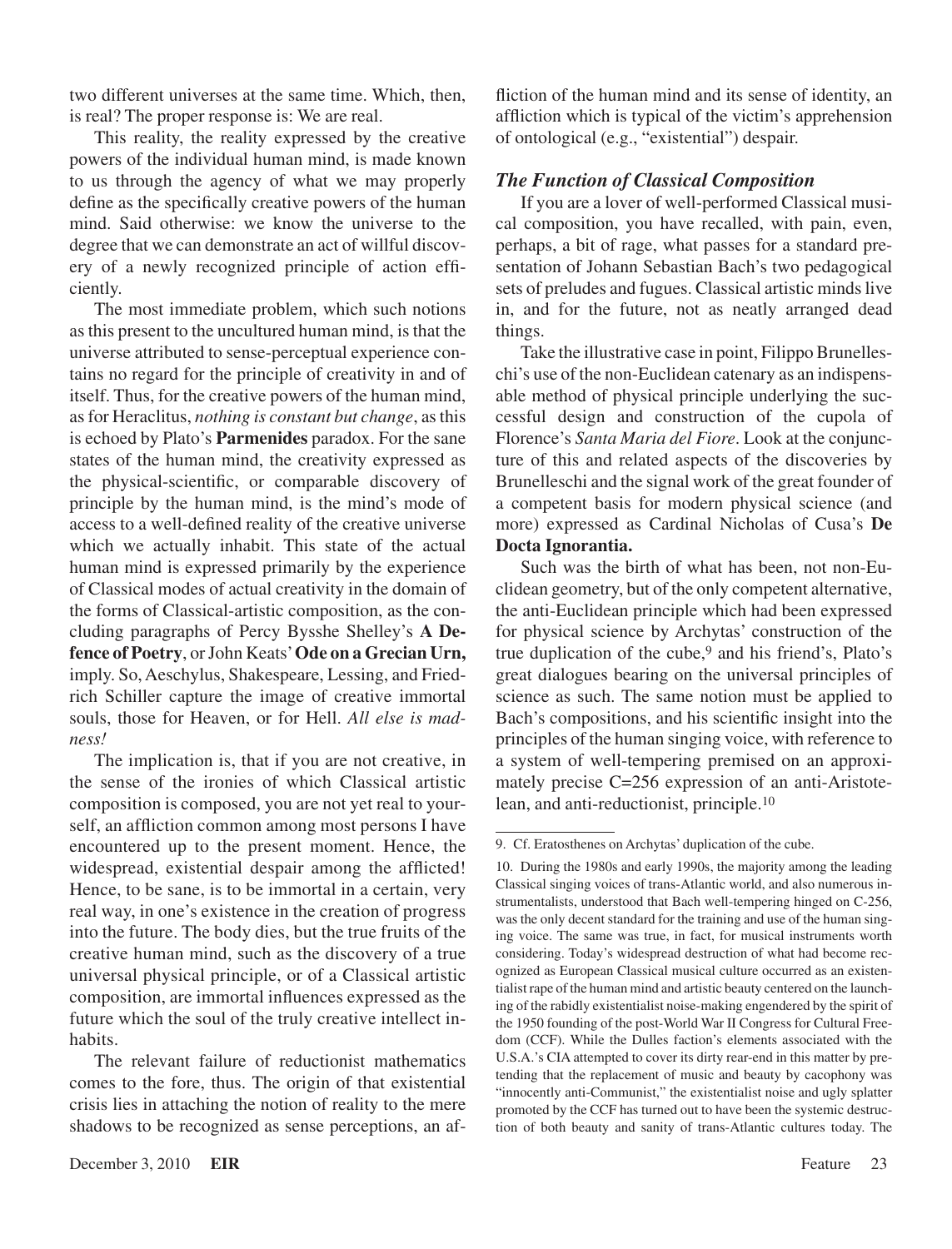two different universes at the same time. Which, then, is real? The proper response is: We are real.

This reality, the reality expressed by the creative powers of the individual human mind, is made known to us through the agency of what we may properly define as the specifically creative powers of the human mind. Said otherwise: we know the universe to the degree that we can demonstrate an act of willful discovery of a newly recognized principle of action efficiently.

The most immediate problem, which such notions as this present to the uncultured human mind, is that the universe attributed to sense-perceptual experience contains no regard for the principle of creativity in and of itself. Thus, for the creative powers of the human mind, as for Heraclitus, *nothing is constant but change*, as this is echoed by Plato's **Parmenides** paradox. For the sane states of the human mind, the creativity expressed as the physical-scientific, or comparable discovery of principle by the human mind, is the mind's mode of access to a well-defined reality of the creative universe which we actually inhabit. This state of the actual human mind is expressed primarily by the experience of Classical modes of actual creativity in the domain of the forms of Classical-artistic composition, as the concluding paragraphs of Percy Bysshe Shelley's **A Defence of Poetry**, or John Keats' **Ode on a Grecian Urn,** imply. So, Aeschylus, Shakespeare, Lessing, and Friedrich Schiller capture the image of creative immortal souls, those for Heaven, or for Hell. *All else is madness!*

The implication is, that if you are not creative, in the sense of the ironies of which Classical artistic composition is composed, you are not yet real to yourself, an affliction common among most persons I have encountered up to the present moment. Hence, the widespread, existential despair among the afflicted! Hence, to be sane, is to be immortal in a certain, very real way, in one's existence in the creation of progress into the future. The body dies, but the true fruits of the creative human mind, such as the discovery of a true universal physical principle, or of a Classical artistic composition, are immortal influences expressed as the future which the soul of the truly creative intellect inhabits.

The relevant failure of reductionist mathematics comes to the fore, thus. The origin of that existential crisis lies in attaching the notion of reality to the mere shadows to be recognized as sense perceptions, an affliction of the human mind and its sense of identity, an affliction which is typical of the victim's apprehension of ontological (e.g., "existential") despair.

### *The Function of Classical Composition*

If you are a lover of well-performed Classical musical composition, you have recalled, with pain, even, perhaps, a bit of rage, what passes for a standard presentation of Johann Sebastian Bach's two pedagogical sets of preludes and fugues. Classical artistic minds live in, and for the future, not as neatly arranged dead things.

Take the illustrative case in point, Filippo Brunelleschi's use of the non-Euclidean catenary as an indispensable method of physical principle underlying the successful design and construction of the cupola of Florence's *Santa Maria del Fiore*. Look at the conjuncture of this and related aspects of the discoveries by Brunelleschi and the signal work of the great founder of a competent basis for modern physical science (and more) expressed as Cardinal Nicholas of Cusa's **De Docta Ignorantia.**

Such was the birth of what has been, not non-Euclidean geometry, but of the only competent alternative, the anti-Euclidean principle which had been expressed for physical science by Archytas' construction of the true duplication of the cube,[9] and his friend's, Plato's great dialogues bearing on the universal principles of science as such. The same notion must be applied to Bach's compositions, and his scientific insight into the principles of the human singing voice, with reference to a system of well-tempering premised on an approximately precise C=256 expression of an anti-Aristotelean, and anti-reductionist, principle.[10]

---

9. Cf. Eratosthenes on Archytas' duplication of the cube.

10. During the 1980s and early 1990s, the majority among the leading Classical singing voices of trans-Atlantic world, and also numerous instrumentalists, understood that Bach well-tempering hinged on C-256, was the only decent standard for the training and use of the human singing voice. The same was true, in fact, for musical instruments worth considering. Today's widespread destruction of what had become recognized as European Classical musical culture occurred as an existentialist rape of the human mind and artistic beauty centered on the launching of the rabidly existentialist noise-making engendered by the spirit of the 1950 founding of the post-World War II Congress for Cultural Freedom (CCF). While the Dulles faction's elements associated with the U.S.A.'s CIA attempted to cover its dirty rear-end in this matter by pretending that the replacement of music and beauty by cacophony was "innocently anti-Communist," the existentialist noise and ugly splatter promoted by the CCF has turned out to have been the systemic destruction of both beauty and sanity of trans-Atlantic cultures today. The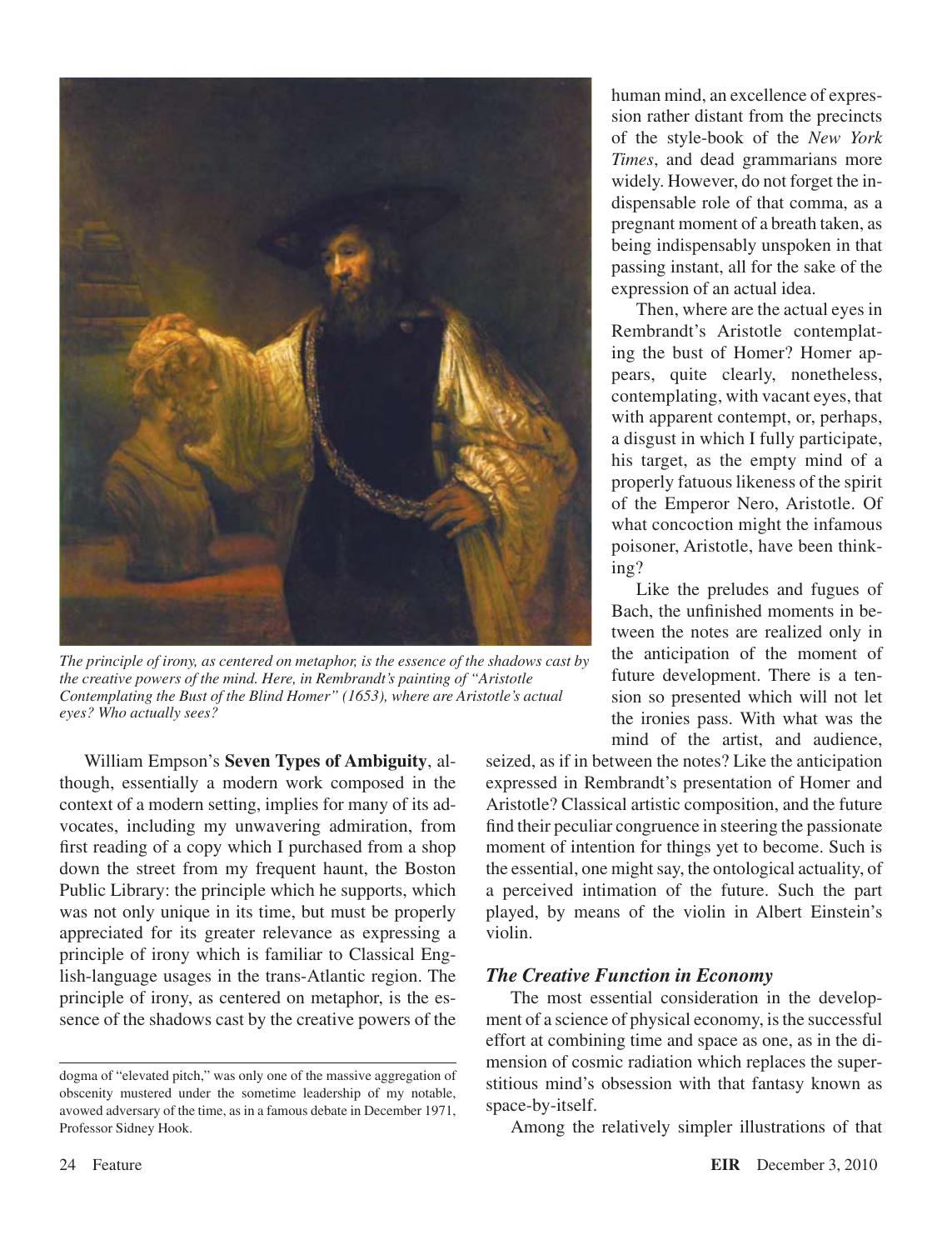The principle of irony, as centered on metaphor, is the essence of the shadows cast by the creative powers of the mind. Here, in Rembrandt's painting of "Aristotle Contemplating the Bust of the Blind Homer" (1653), where are Aristotle's actual eyes? Who actually sees?

William Empson's **Seven Types of Ambiguity**, although, essentially a modern work composed in the context of a modern setting, implies for many of its advocates, including my unwavering admiration, from first reading of a copy which I purchased from a shop down the street from my frequent haunt, the Boston Public Library: the principle which he supports, which was not only unique in its time, but must be properly appreciated for its greater relevance as expressing a principle of irony which is familiar to Classical English-language usages in the trans-Atlantic region. The principle of irony, as centered on metaphor, is the essence of the shadows cast by the creative powers of the human mind, an excellence of expression rather distant from the precincts of the style-book of the *New York Times*, and dead grammarians more widely. However, do not forget the indispensable role of that comma, as a pregnant moment of a breath taken, as being indispensably unspoken in that passing instant, all for the sake of the expression of an actual idea.

Then, where are the actual eyes in Rembrandt's Aristotle contemplating the bust of Homer? Homer appears, quite clearly, nonetheless, contemplating, with vacant eyes, that with apparent contempt, or, perhaps, a disgust in which I fully participate, his target, as the empty mind of a properly fatuous likeness of the spirit of the Emperor Nero, Aristotle. Of what concoction might the infamous poisoner, Aristotle, have been thinking?

Like the preludes and fugues of Bach, the unfinished moments in between the notes are realized only in the anticipation of the moment of future development. There is a tension so presented which will not let the ironies pass. With what was the mind of the artist, and audience, seized, as if in between the notes? Like the anticipation expressed in Rembrandt's presentation of Homer and Aristotle? Classical artistic composition, and the future find their peculiar congruence in steering the passionate moment of intention for things yet to become. Such is the essential, one might say, the ontological actuality, of a perceived intimation of the future. Such the part played, by means of the violin in Albert Einstein's violin.

### *The Creative Function in Economy*

The most essential consideration in the development of a science of physical economy, is the successful effort at combining time and space as one, as in the dimension of cosmic radiation which replaces the superstitious mind's obsession with that fantasy known as space-by-itself.

Among the relatively simpler illustrations of that

---

dogma of "elevated pitch," was only one of the massive aggregation of obscenity mustered under the sometime leadership of my notable, avowed adversary of the time, as in a famous debate in December 1971, Professor Sidney Hook.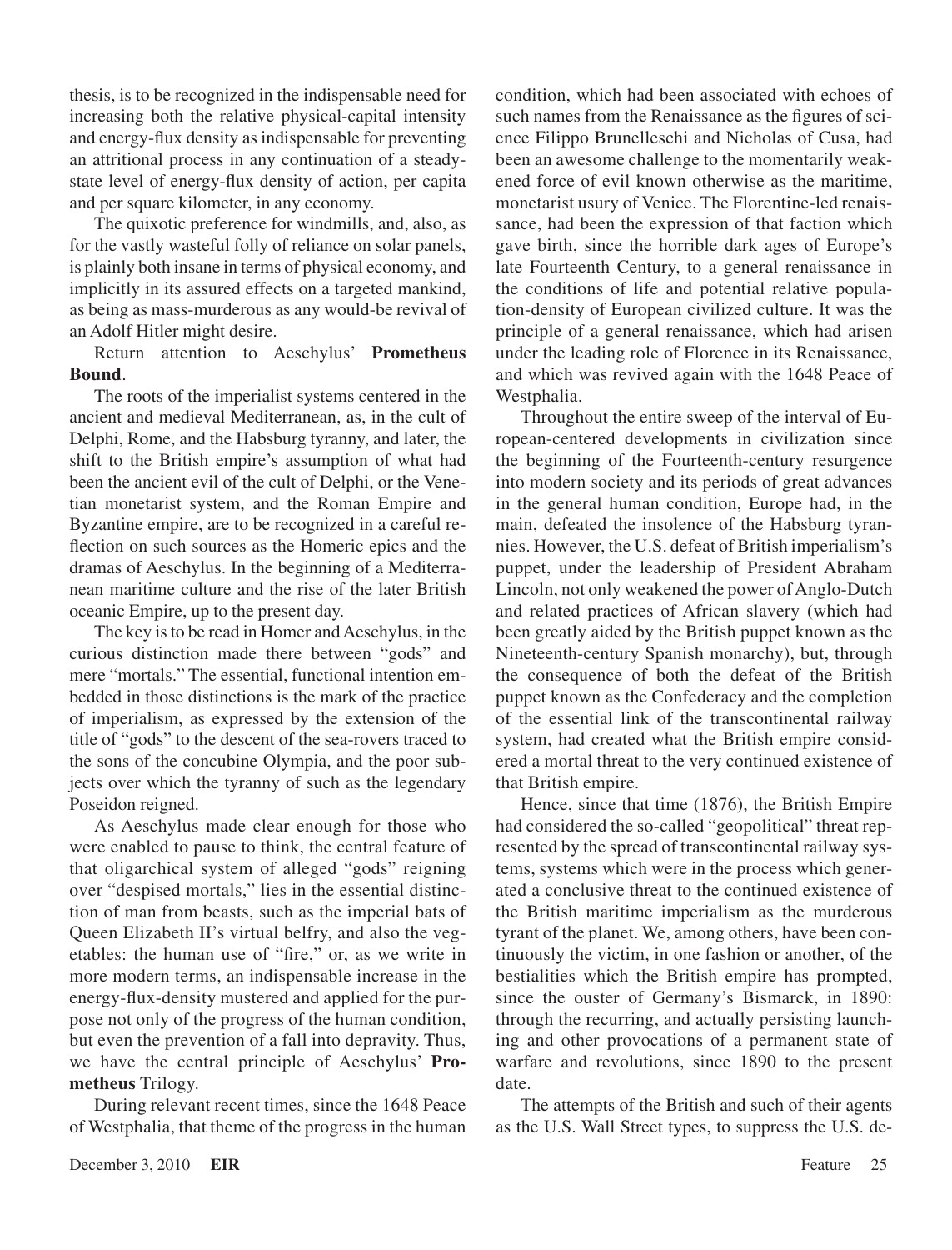thesis, is to be recognized in the indispensable need for increasing both the relative physical-capital intensity and energy-flux density as indispensable for preventing an attritional process in any continuation of a steady-state level of energy-flux density of action, per capita and per square kilometer, in any economy.

The quixotic preference for windmills, and, also, as for the vastly wasteful folly of reliance on solar panels, is plainly both insane in terms of physical economy, and implicitly in its assured effects on a targeted mankind, as being as mass-murderous as any would-be revival of an Adolf Hitler might desire.

Return attention to Aeschylus' **Prometheus Bound**.

The roots of the imperialist systems centered in the ancient and medieval Mediterranean, as, in the cult of Delphi, Rome, and the Habsburg tyranny, and later, the shift to the British empire's assumption of what had been the ancient evil of the cult of Delphi, or the Venetian monetarist system, and the Roman Empire and Byzantine empire, are to be recognized in a careful reflection on such sources as the Homeric epics and the dramas of Aeschylus. In the beginning of a Mediterranean maritime culture and the rise of the later British oceanic Empire, up to the present day.

The key is to be read in Homer and Aeschylus, in the curious distinction made there between "gods" and mere "mortals." The essential, functional intention embedded in those distinctions is the mark of the practice of imperialism, as expressed by the extension of the title of "gods" to the descent of the sea-rovers traced to the sons of the concubine Olympia, and the poor subjects over which the tyranny of such as the legendary Poseidon reigned.

As Aeschylus made clear enough for those who were enabled to pause to think, the central feature of that oligarchical system of alleged "gods" reigning over "despised mortals," lies in the essential distinction of man from beasts, such as the imperial bats of Queen Elizabeth II's virtual belfry, and also the vegetables: the human use of "fire," or, as we write in more modern terms, an indispensable increase in the energy-flux-density mustered and applied for the purpose not only of the progress of the human condition, but even the prevention of a fall into depravity. Thus, we have the central principle of Aeschylus' **Prometheus** Trilogy.

During relevant recent times, since the 1648 Peace of Westphalia, that theme of the progress in the human condition, which had been associated with echoes of such names from the Renaissance as the figures of science Filippo Brunelleschi and Nicholas of Cusa, had been an awesome challenge to the momentarily weakened force of evil known otherwise as the maritime, monetarist usury of Venice. The Florentine-led renaissance, had been the expression of that faction which gave birth, since the horrible dark ages of Europe's late Fourteenth Century, to a general renaissance in the conditions of life and potential relative population-density of European civilized culture. It was the principle of a general renaissance, which had arisen under the leading role of Florence in its Renaissance, and which was revived again with the 1648 Peace of Westphalia.

Throughout the entire sweep of the interval of European-centered developments in civilization since the beginning of the Fourteenth-century resurgence into modern society and its periods of great advances in the general human condition, Europe had, in the main, defeated the insolence of the Habsburg tyrannies. However, the U.S. defeat of British imperialism's puppet, under the leadership of President Abraham Lincoln, not only weakened the power of Anglo-Dutch and related practices of African slavery (which had been greatly aided by the British puppet known as the Nineteenth-century Spanish monarchy), but, through the consequence of both the defeat of the British puppet known as the Confederacy and the completion of the essential link of the transcontinental railway system, had created what the British empire considered a mortal threat to the very continued existence of that British empire.

Hence, since that time (1876), the British Empire had considered the so-called "geopolitical" threat represented by the spread of transcontinental railway systems, systems which were in the process which generated a conclusive threat to the continued existence of the British maritime imperialism as the murderous tyrant of the planet. We, among others, have been continuously the victim, in one fashion or another, of the bestialities which the British empire has prompted, since the ouster of Germany's Bismarck, in 1890: through the recurring, and actually persisting launching and other provocations of a permanent state of warfare and revolutions, since 1890 to the present date.

The attempts of the British and such of their agents as the U.S. Wall Street types, to suppress the U.S. de-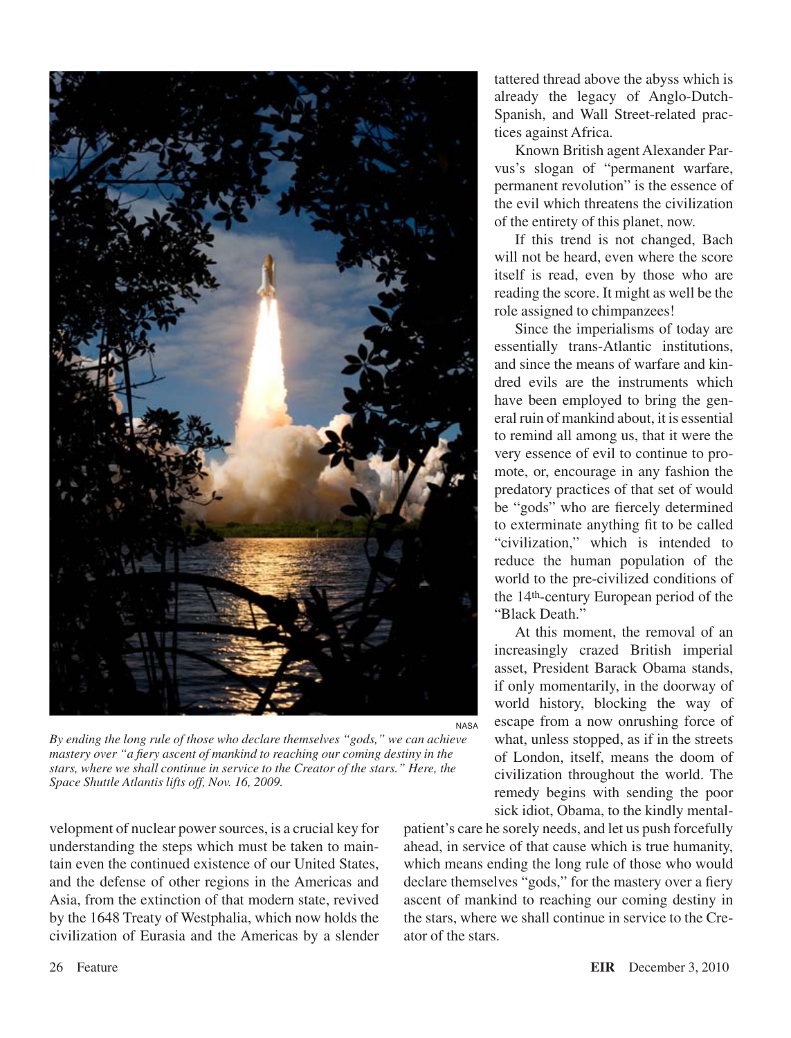NASA

*By ending the long rule of those who declare themselves "gods," we can achieve mastery over "a fiery ascent of mankind to reaching our coming destiny in the stars, where we shall continue in service to the Creator of the stars." Here, the Space Shuttle Atlantis lifts off, Nov. 16, 2009.*

velopment of nuclear power sources, is a crucial key for understanding the steps which must be taken to maintain even the continued existence of our United States, and the defense of other regions in the Americas and Asia, from the extinction of that modern state, revived by the 1648 Treaty of Westphalia, which now holds the civilization of Eurasia and the Americas by a slender tattered thread above the abyss which is already the legacy of Anglo-Dutch-Spanish, and Wall Street-related practices against Africa.

Known British agent Alexander Parvus's slogan of "permanent warfare, permanent revolution" is the essence of the evil which threatens the civilization of the entirety of this planet, now.

If this trend is not changed, Bach will not be heard, even where the score itself is read, even by those who are reading the score. It might as well be the role assigned to chimpanzees!

Since the imperialisms of today are essentially trans-Atlantic institutions, and since the means of warfare and kindred evils are the instruments which have been employed to bring the general ruin of mankind about, it is essential to remind all among us, that it were the very essence of evil to continue to promote, or, encourage in any fashion the predatory practices of that set of would be "gods" who are fiercely determined to exterminate anything fit to be called "civilization," which is intended to reduce the human population of the world to the pre-civilized conditions of the 14th-century European period of the "Black Death."

At this moment, the removal of an increasingly crazed British imperial asset, President Barack Obama stands, if only momentarily, in the doorway of world history, blocking the way of escape from a now onrushing force of what, unless stopped, as if in the streets of London, itself, means the doom of civilization throughout the world. The remedy begins with sending the poor sick idiot, Obama, to the kindly mental-patient's care he sorely needs, and let us push forcefully ahead, in service of that cause which is true humanity, which means ending the long rule of those who would declare themselves "gods," for the mastery over a fiery ascent of mankind to reaching our coming destiny in the stars, where we shall continue in service to the Creator of the stars.